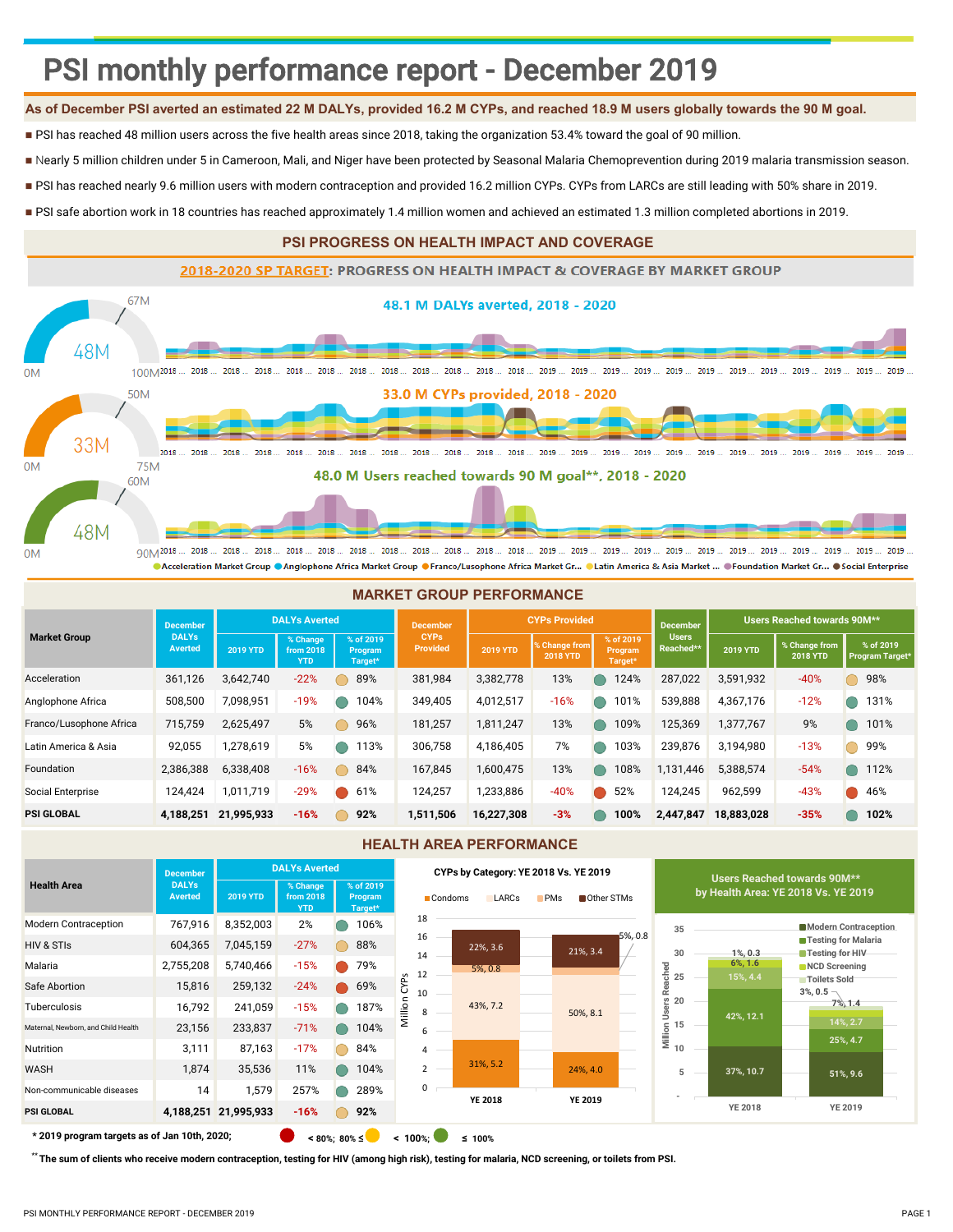# PSI monthly performance report - December 2019

**As of December PSI averted an estimated 22 M DALYs, provided 16.2 M CYPs, and reached 18.9 M users globally towards the 90 M goal.**

- PSI has reached 48 million users across the five health areas since 2018, taking the organization 53.4% toward the goal of 90 million.
- Nearly 5 million children under 5 in Cameroon, Mali, and Niger have been protected by Seasonal Malaria Chemoprevention during 2019 malaria transmission season.
- PSI has reached nearly 9.6 million users with modern contraception and provided 16.2 million CYPs. CYPs from LARCs are still leading with 50% share in 2019.
- PSI safe abortion work in 18 countries has reached approximately 1.4 million women and achieved an estimated 1.3 million completed abortions in 2019.

## PSI PROGRESS ON HEALTH IMPACT AND COVERAGE

### 2018-2020 SP TARGET: PROGRESS ON HEALTH IMPACT & COVERAGE BY MARKET GROUP

48M (0M – 100M, 67M) — 48.1 M DALYs averted, 2018 - 2020

33M (0M – 75M, 50M) — 33.0 M CYPs provided, 2018 - 2020

48M (0M – 90M, 60M) — 48.0 M Users reached towards 90 M goal**, 2018 - 2020

Acceleration Market Group | Anglophone Africa Market Group | Franco/Lusophone Africa Market Gr... | Latin America & Asia Market ... | Foundation Market Gr... | Social Enterprise

## MARKET GROUP PERFORMANCE

| Market Group | December DALYs Averted | DALYs Averted | | | December CYPs Provided | CYPs Provided | | | December Users Reached** | Users Reached towards 90M** | | |
|---|---|---|---|---|---|---|---|---|---|---|---|---|
| | | 2019 YTD | % Change from 2018 YTD | % of 2019 Program Target* | | 2019 YTD | % Change from 2018 YTD | % of 2019 Program Target* | | 2019 YTD | % Change from 2018 YTD | % of 2019 Program Target* |
| Acceleration | 361,126 | 3,642,740 | -22% | 89% | 381,984 | 3,382,778 | 13% | 124% | 287,022 | 3,591,932 | -40% | 98% |
| Anglophone Africa | 508,500 | 7,098,951 | -19% | 104% | 349,405 | 4,012,517 | -16% | 101% | 539,888 | 4,367,176 | -12% | 131% |
| Franco/Lusophone Africa | 715,759 | 2,625,497 | 5% | 96% | 181,257 | 1,811,247 | 13% | 109% | 125,369 | 1,377,767 | 9% | 101% |
| Latin America & Asia | 92,055 | 1,278,619 | 5% | 113% | 306,758 | 4,186,405 | 7% | 103% | 239,876 | 3,194,980 | -13% | 99% |
| Foundation | 2,386,388 | 6,338,408 | -16% | 84% | 167,845 | 1,600,475 | 13% | 108% | 1,131,446 | 5,388,574 | -54% | 112% |
| Social Enterprise | 124,424 | 1,011,719 | -29% | 61% | 124,257 | 1,233,886 | -40% | 52% | 124,245 | 962,599 | -43% | 46% |
| **PSI GLOBAL** | **4,188,251** | **21,995,933** | **-16%** | **92%** | **1,511,506** | **16,227,308** | **-3%** | **100%** | **2,447,847** | **18,883,028** | **-35%** | **102%** |

## HEALTH AREA PERFORMANCE

| Health Area | December DALYs Averted | DALYs Averted | | |
|---|---|---|---|---|
| | | 2019 YTD | % Change from 2018 YTD | % of 2019 Program Target* |
| Modern Contraception | 767,916 | 8,352,003 | 2% | 106% |
| HIV & STIs | 604,365 | 7,045,159 | -27% | 88% |
| Malaria | 2,755,208 | 5,740,466 | -15% | 79% |
| Safe Abortion | 15,816 | 259,132 | -24% | 69% |
| Tuberculosis | 16,792 | 241,059 | -15% | 187% |
| Maternal, Newborn, and Child Health | 23,156 | 233,837 | -71% | 104% |
| Nutrition | 3,111 | 87,163 | -17% | 84% |
| WASH | 1,874 | 35,536 | 11% | 104% |
| Non-communicable diseases | 14 | 1,579 | 257% | 289% |
| **PSI GLOBAL** | **4,188,251** | **21,995,933** | **-16%** | **92%** |

**CYPs by Category: YE 2018 Vs. YE 2019** (Million CYPs)

| Category | YE 2018 | YE 2019 |
|---|---|---|
| Condoms | 31%, 5.2 | 24%, 4.0 |
| LARCs | 43%, 7.2 | 50%, 8.1 |
| PMs | 5%, 0.8 | 5%, 0.8 |
| Other STMs | 22%, 3.6 | 21%, 3.4 |

**Users Reached towards 90M** by Health Area: YE 2018 Vs. YE 2019** (Million Users Reached)

| Health Area | YE 2018 | YE 2019 |
|---|---|---|
| Modern Contraception | 37%, 10.7 | 51%, 9.6 |
| Testing for Malaria | 42%, 12.1 | 25%, 4.7 |
| Testing for HIV | 15%, 4.4 | 14%, 2.7 |
| NCD Screening | 6%, 1.6 | 7%, 1.4 |
| Toilets Sold | 1%, 0.3 | 3%, 0.5 |

\* 2019 program targets as of Jan 10th, 2020; < 80%; 80% ≤ < 100%; ≤ 100%

** The sum of clients who receive modern contraception, testing for HIV (among high risk), testing for malaria, NCD screening, or toilets from PSI.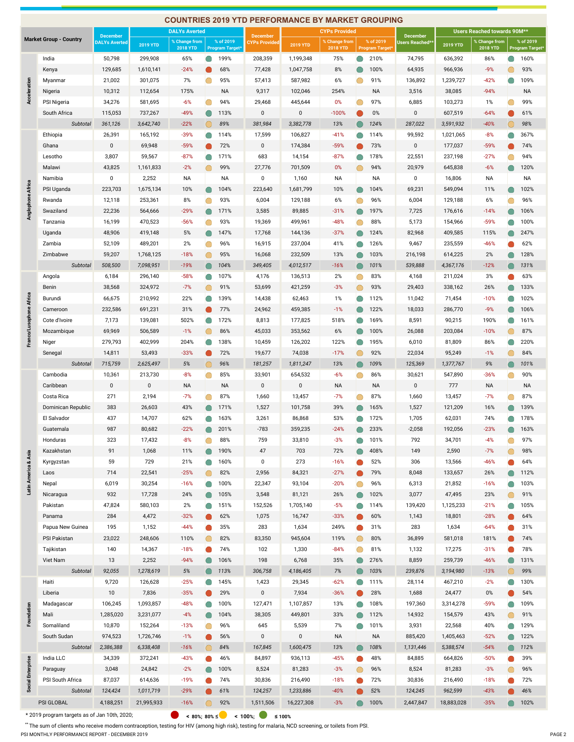## COUNTRIES 2019 YTD PERFORMANCE BY MARKET GROUPING

| Market Group | Country | December DALYs Averted | DALYs Averted 2019 YTD | DALYs % Change from 2018 YTD | DALYs % of 2019 Program Target* | December CYPs Provided | CYPs 2019 YTD | CYPs % Change from 2018 YTD | CYPs % of 2019 Program Target* | December Users Reached** | Users Reached towards 90M** 2019 YTD | Users % Change from 2018 YTD | Users % of 2019 Program Target* |
|---|---|---|---|---|---|---|---|---|---|---|---|---|---|
| Acceleration | India | 50,798 | 299,908 | 65% | 199% | 208,359 | 1,199,348 | 75% | 210% | 74,795 | 636,392 | 86% | 160% |
| | Kenya | 129,685 | 1,610,141 | -24% | 68% | 77,428 | 1,047,758 | 8% | 100% | 64,935 | 966,936 | -9% | 93% |
| | Myanmar | 21,002 | 301,075 | 7% | 95% | 57,413 | 587,982 | 6% | 91% | 136,892 | 1,239,727 | -42% | 109% |
| | Nigeria | 10,312 | 112,654 | 175% | NA | 9,317 | 102,046 | 254% | NA | 3,516 | 38,085 | -94% | NA |
| | PSI Nigeria | 34,276 | 581,695 | -6% | 94% | 29,468 | 445,644 | 0% | 97% | 6,885 | 103,273 | 1% | 99% |
| | South Africa | 115,053 | 737,267 | -49% | 113% | 0 | 0 | -100% | 0% | 0 | 607,519 | -64% | 61% |
| | *Subtotal* | *361,126* | *3,642,740* | *-22%* | *89%* | *381,984* | *3,382,778* | *13%* | *124%* | *287,022* | *3,591,932* | *-40%* | *98%* |
| Anglophone Africa | Ethiopia | 26,391 | 165,192 | -39% | 114% | 17,599 | 106,827 | -41% | 114% | 99,592 | 1,021,065 | -8% | 367% |
| | Ghana | 0 | 69,948 | -59% | 72% | 0 | 174,384 | -59% | 73% | 0 | 177,037 | -59% | 74% |
| | Lesotho | 3,807 | 59,567 | -87% | 171% | 683 | 14,154 | -87% | 178% | 22,551 | 237,198 | -27% | 94% |
| | Malawi | 43,825 | 1,161,833 | -2% | 99% | 27,776 | 701,509 | 0% | 94% | 20,979 | 645,838 | -6% | 120% |
| | Namibia | 0 | 2,252 | NA | NA | 0 | 1,160 | NA | NA | 0 | 16,806 | NA | NA |
| | PSI Uganda | 223,703 | 1,675,134 | 10% | 104% | 223,640 | 1,681,799 | 10% | 104% | 69,231 | 549,094 | 11% | 102% |
| | Rwanda | 12,118 | 253,361 | 8% | 93% | 6,004 | 129,188 | 6% | 96% | 6,004 | 129,188 | 6% | 96% |
| | Swaziland | 22,236 | 564,666 | -29% | 171% | 3,585 | 89,885 | -31% | 197% | 7,725 | 176,616 | -14% | 106% |
| | Tanzania | 16,199 | 470,523 | -56% | 93% | 19,369 | 499,961 | -48% | 88% | 5,173 | 154,966 | -59% | 100% |
| | Uganda | 48,906 | 419,148 | 5% | 147% | 17,768 | 144,136 | -37% | 124% | 82,968 | 409,585 | 115% | 247% |
| | Zambia | 52,109 | 489,201 | 2% | 96% | 16,915 | 237,004 | 41% | 126% | 9,467 | 235,559 | -46% | 62% |
| | Zimbabwe | 59,207 | 1,768,125 | -18% | 95% | 16,068 | 232,509 | 13% | 103% | 216,198 | 614,225 | 2% | 128% |
| | *Subtotal* | *508,500* | *7,098,951* | *-19%* | *104%* | *349,405* | *4,012,517* | *-16%* | *101%* | *539,888* | *4,367,176* | *-12%* | *131%* |
| Franco/Lusophone Africa | Angola | 6,184 | 296,140 | -58% | 107% | 4,176 | 136,513 | 2% | 83% | 4,168 | 211,024 | 3% | 63% |
| | Benin | 38,568 | 324,972 | -7% | 91% | 53,699 | 421,259 | -3% | 93% | 29,403 | 338,162 | 26% | 133% |
| | Burundi | 66,675 | 210,992 | 22% | 139% | 14,438 | 62,463 | 1% | 112% | 11,042 | 71,454 | -10% | 102% |
| | Cameroon | 232,586 | 691,231 | 31% | 77% | 24,962 | 459,385 | -1% | 122% | 18,033 | 286,770 | -9% | 106% |
| | Cote d'Ivoire | 7,173 | 139,081 | 502% | 172% | 8,813 | 177,825 | 518% | 169% | 8,591 | 90,215 | 190% | 161% |
| | Mozambique | 69,969 | 506,589 | -1% | 86% | 45,033 | 353,562 | 6% | 100% | 26,088 | 203,084 | -10% | 87% |
| | Niger | 279,793 | 402,999 | 204% | 138% | 10,459 | 126,202 | 122% | 195% | 6,010 | 81,809 | 86% | 220% |
| | Senegal | 14,811 | 53,493 | -33% | 72% | 19,677 | 74,038 | -17% | 92% | 22,034 | 95,249 | -1% | 84% |
| | *Subtotal* | *715,759* | *2,625,497* | *5%* | *96%* | *181,257* | *1,811,247* | *13%* | *109%* | *125,369* | *1,377,767* | *9%* | *101%* |
| Latin America & Asia | Cambodia | 10,361 | 213,730 | -8% | 85% | 33,901 | 654,532 | -6% | 86% | 30,621 | 547,890 | -36% | 90% |
| | Caribbean | 0 | 0 | NA | NA | 0 | 0 | NA | NA | 0 | 777 | NA | NA |
| | Costa Rica | 271 | 2,194 | -7% | 87% | 1,660 | 13,457 | -7% | 87% | 1,660 | 13,457 | -7% | 87% |
| | Dominican Republic | 383 | 26,603 | 43% | 171% | 1,527 | 101,758 | 39% | 165% | 1,527 | 121,209 | 16% | 139% |
| | El Salvador | 437 | 14,707 | 62% | 163% | 3,261 | 86,868 | 53% | 172% | 1,705 | 62,031 | 74% | 178% |
| | Guatemala | 987 | 80,682 | -22% | 201% | -783 | 359,235 | -24% | 233% | -2,058 | 192,056 | -23% | 163% |
| | Honduras | 323 | 17,432 | -8% | 88% | 759 | 33,810 | -3% | 101% | 792 | 34,701 | -4% | 97% |
| | Kazakhstan | 91 | 1,068 | 11% | 190% | 47 | 703 | 72% | 408% | 149 | 2,590 | -7% | 98% |
| | Kyrgyzstan | 59 | 729 | 21% | 160% | 0 | 273 | -16% | 52% | 306 | 13,566 | -46% | 64% |
| | Laos | 714 | 22,541 | -25% | 82% | 2,956 | 84,321 | -27% | 79% | 8,048 | 133,657 | 26% | 112% |
| | Nepal | 6,019 | 30,254 | -16% | 100% | 22,347 | 93,104 | -20% | 96% | 6,313 | 21,852 | -16% | 103% |
| | Nicaragua | 932 | 17,728 | 24% | 105% | 3,548 | 81,121 | 26% | 102% | 3,077 | 47,495 | 23% | 91% |
| | Pakistan | 47,824 | 580,103 | 2% | 151% | 152,526 | 1,705,140 | -5% | 114% | 139,420 | 1,125,233 | -21% | 105% |
| | Panama | 284 | 4,472 | -32% | 62% | 1,075 | 16,747 | -33% | 60% | 1,143 | 18,801 | -28% | 64% |
| | Papua New Guinea | 195 | 1,152 | -44% | 35% | 283 | 1,634 | 249% | 31% | 283 | 1,634 | -64% | 31% |
| | PSI Pakistan | 23,022 | 248,606 | 110% | 82% | 83,350 | 945,604 | 119% | 80% | 36,899 | 581,018 | 181% | 74% |
| | Tajikistan | 140 | 14,367 | -18% | 74% | 102 | 1,330 | -84% | 81% | 1,132 | 17,275 | -31% | 78% |
| | Viet Nam | 13 | 2,252 | -94% | 106% | 198 | 6,768 | 35% | 276% | 8,859 | 259,739 | -46% | 131% |
| | *Subtotal* | *92,055* | *1,278,619* | *5%* | *113%* | *306,758* | *4,186,405* | *7%* | *103%* | *239,876* | *3,194,980* | *-13%* | *99%* |
| Foundation | Haiti | 9,720 | 126,628 | -25% | 145% | 1,423 | 29,345 | -62% | 111% | 28,114 | 467,210 | -2% | 130% |
| | Liberia | 10 | 7,836 | -35% | 29% | 0 | 7,934 | -36% | 28% | 1,688 | 24,477 | 0% | 54% |
| | Madagascar | 106,245 | 1,093,857 | -48% | 100% | 127,471 | 1,107,857 | 13% | 108% | 197,360 | 3,314,278 | -59% | 109% |
| | Mali | 1,285,020 | 3,231,077 | -4% | 104% | 38,305 | 449,801 | 33% | 112% | 14,932 | 154,579 | 43% | 91% |
| | Somaliland | 10,870 | 152,264 | -13% | 96% | 645 | 5,539 | 7% | 101% | 3,931 | 22,568 | 40% | 129% |
| | South Sudan | 974,523 | 1,726,746 | -1% | 56% | 0 | 0 | NA | NA | 885,420 | 1,405,463 | -52% | 122% |
| | *Subtotal* | *2,386,388* | *6,338,408* | *-16%* | *84%* | *167,845* | *1,600,475* | *13%* | *108%* | *1,131,446* | *5,388,574* | *-54%* | *112%* |
| Social Enterprise | India LLC | 34,339 | 372,241 | -43% | 46% | 84,897 | 936,113 | -45% | 48% | 84,885 | 664,826 | -50% | 39% |
| | Paraguay | 3,048 | 24,842 | -2% | 100% | 8,524 | 81,283 | -3% | 96% | 8,524 | 81,283 | -3% | 96% |
| | PSI South Africa | 87,037 | 614,636 | -19% | 74% | 30,836 | 216,490 | -18% | 72% | 30,836 | 216,490 | -18% | 72% |
| | *Subtotal* | *124,424* | *1,011,719* | *-29%* | *61%* | *124,257* | *1,233,886* | *-40%* | *52%* | *124,245* | *962,599* | *-43%* | *46%* |
| PSI GLOBAL | | 4,188,251 | 21,995,933 | -16% | 92% | 1,511,506 | 16,227,308 | -3% | 100% | 2,447,847 | 18,883,028 | -35% | 102% |

\* 2019 program targets as of Jan 10th, 2020; (red) < 80%; 80% ≤ (yellow) < 100%; (green) ≤ 100%

** The sum of clients who receive modern contraception, testing for HIV (among high risk), testing for malaria, NCD screening, or toilets from PSI.

PSI MONTHLY PERFORMANCE REPORT - DECEMBER 2019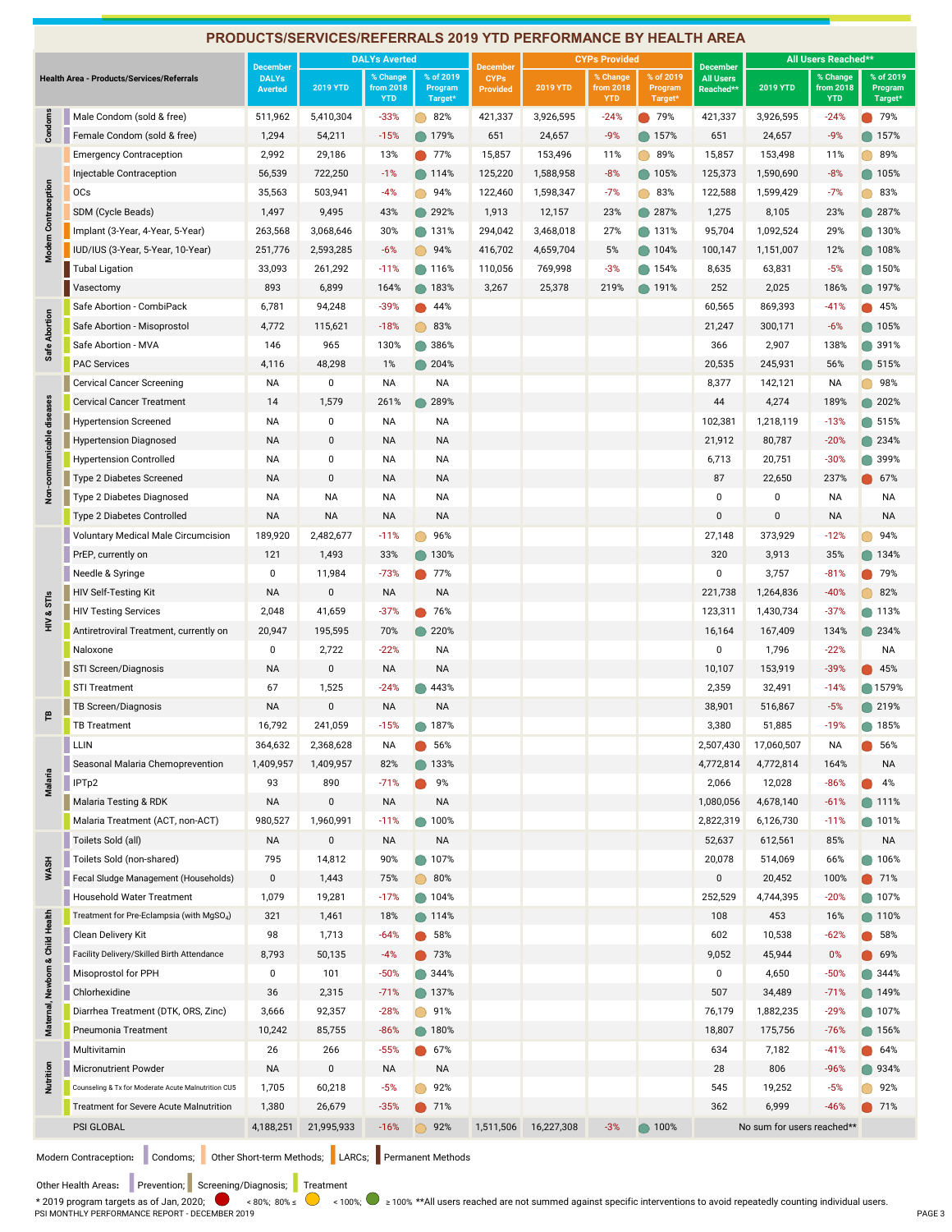## PRODUCTS/SERVICES/REFERRALS 2019 YTD PERFORMANCE BY HEALTH AREA

| Health Area | Products/Services/Referrals | December DALYs Averted | DALYs Averted 2019 YTD | DALYs Averted % Change from 2018 YTD | DALYs Averted % of 2019 Program Target* | December CYPs Provided | CYPs Provided 2019 YTD | CYPs Provided % Change from 2018 YTD | CYPs Provided % of 2019 Program Target* | December All Users Reached** | All Users Reached** 2019 YTD | All Users Reached** % Change from 2018 YTD | All Users Reached** % of 2019 Program Target* |
|---|---|---|---|---|---|---|---|---|---|---|---|---|---|
| Condoms | Male Condom (sold & free) | 511,962 | 5,410,304 | -33% | 82% | 421,337 | 3,926,595 | -24% | 79% | 421,337 | 3,926,595 | -24% | 79% |
| | Female Condom (sold & free) | 1,294 | 54,211 | -15% | 179% | 651 | 24,657 | -9% | 157% | 651 | 24,657 | -9% | 157% |
| Modern Contraception | Emergency Contraception | 2,992 | 29,186 | 13% | 77% | 15,857 | 153,496 | 11% | 89% | 15,857 | 153,498 | 11% | 89% |
| | Injectable Contraception | 56,539 | 722,250 | -1% | 114% | 125,220 | 1,588,958 | -8% | 105% | 125,373 | 1,590,690 | -8% | 105% |
| | OCs | 35,563 | 503,941 | -4% | 94% | 122,460 | 1,598,347 | -7% | 83% | 122,588 | 1,599,429 | -7% | 83% |
| | SDM (Cycle Beads) | 1,497 | 9,495 | 43% | 292% | 1,913 | 12,157 | 23% | 287% | 1,275 | 8,105 | 23% | 287% |
| | Implant (3-Year, 4-Year, 5-Year) | 263,568 | 3,068,646 | 30% | 131% | 294,042 | 3,468,018 | 27% | 131% | 95,704 | 1,092,524 | 29% | 130% |
| | IUD/IUS (3-Year, 5-Year, 10-Year) | 251,776 | 2,593,285 | -6% | 94% | 416,702 | 4,659,704 | 5% | 104% | 100,147 | 1,151,007 | 12% | 108% |
| | Tubal Ligation | 33,093 | 261,292 | -11% | 116% | 110,056 | 769,998 | -3% | 154% | 8,635 | 63,831 | -5% | 150% |
| | Vasectomy | 893 | 6,899 | 164% | 183% | 3,267 | 25,378 | 219% | 191% | 252 | 2,025 | 186% | 197% |
| Safe Abortion | Safe Abortion - CombiPack | 6,781 | 94,248 | -39% | 44% | | | | | 60,565 | 869,393 | -41% | 45% |
| | Safe Abortion - Misoprostol | 4,772 | 115,621 | -18% | 83% | | | | | 21,247 | 300,171 | -6% | 105% |
| | Safe Abortion - MVA | 146 | 965 | 130% | 386% | | | | | 366 | 2,907 | 138% | 391% |
| | PAC Services | 4,116 | 48,298 | 1% | 204% | | | | | 20,535 | 245,931 | 56% | 515% |
| Non-communicable diseases | Cervical Cancer Screening | NA | 0 | NA | NA | | | | | 8,377 | 142,121 | NA | 98% |
| | Cervical Cancer Treatment | 14 | 1,579 | 261% | 289% | | | | | 44 | 4,274 | 189% | 202% |
| | Hypertension Screened | NA | 0 | NA | NA | | | | | 102,381 | 1,218,119 | -13% | 515% |
| | Hypertension Diagnosed | NA | 0 | NA | NA | | | | | 21,912 | 80,787 | -20% | 234% |
| | Hypertension Controlled | NA | 0 | NA | NA | | | | | 6,713 | 20,751 | -30% | 399% |
| | Type 2 Diabetes Screened | NA | 0 | NA | NA | | | | | 87 | 22,650 | 237% | 67% |
| | Type 2 Diabetes Diagnosed | NA | NA | NA | NA | | | | | 0 | 0 | NA | NA |
| | Type 2 Diabetes Controlled | NA | NA | NA | NA | | | | | 0 | 0 | NA | NA |
| HIV & STIs | Voluntary Medical Male Circumcision | 189,920 | 2,482,677 | -11% | 96% | | | | | 27,148 | 373,929 | -12% | 94% |
| | PrEP, currently on | 121 | 1,493 | 33% | 130% | | | | | 320 | 3,913 | 35% | 134% |
| | Needle & Syringe | 0 | 11,984 | -73% | 77% | | | | | 0 | 3,757 | -81% | 79% |
| | HIV Self-Testing Kit | NA | 0 | NA | NA | | | | | 221,738 | 1,264,836 | -40% | 82% |
| | HIV Testing Services | 2,048 | 41,659 | -37% | 76% | | | | | 123,311 | 1,430,734 | -37% | 113% |
| | Antiretroviral Treatment, currently on | 20,947 | 195,595 | 70% | 220% | | | | | 16,164 | 167,409 | 134% | 234% |
| | Naloxone | 0 | 2,722 | -22% | NA | | | | | 0 | 1,796 | -22% | NA |
| | STI Screen/Diagnosis | NA | 0 | NA | NA | | | | | 10,107 | 153,919 | -39% | 45% |
| | STI Treatment | 67 | 1,525 | -24% | 443% | | | | | 2,359 | 32,491 | -14% | 1579% |
| TB | TB Screen/Diagnosis | NA | 0 | NA | NA | | | | | 38,901 | 516,867 | -5% | 219% |
| | TB Treatment | 16,792 | 241,059 | -15% | 187% | | | | | 3,380 | 51,885 | -19% | 185% |
| Malaria | LLIN | 364,632 | 2,368,628 | NA | 56% | | | | | 2,507,430 | 17,060,507 | NA | 56% |
| | Seasonal Malaria Chemoprevention | 1,409,957 | 1,409,957 | 82% | 133% | | | | | 4,772,814 | 4,772,814 | 164% | NA |
| | IPTp2 | 93 | 890 | -71% | 9% | | | | | 2,066 | 12,028 | -86% | 4% |
| | Malaria Testing & RDK | NA | 0 | NA | NA | | | | | 1,080,056 | 4,678,140 | -61% | 111% |
| | Malaria Treatment (ACT, non-ACT) | 980,527 | 1,960,991 | -11% | 100% | | | | | 2,822,319 | 6,126,730 | -11% | 101% |
| WASH | Toilets Sold (all) | NA | 0 | NA | NA | | | | | 52,637 | 612,561 | 85% | NA |
| | Toilets Sold (non-shared) | 795 | 14,812 | 90% | 107% | | | | | 20,078 | 514,069 | 66% | 106% |
| | Fecal Sludge Management (Households) | 0 | 1,443 | 75% | 80% | | | | | 0 | 20,452 | 100% | 71% |
| | Household Water Treatment | 1,079 | 19,281 | -17% | 104% | | | | | 252,529 | 4,744,395 | -20% | 107% |
| Maternal, Newborn & Child Health | Treatment for Pre-Eclampsia (with $MgSO_4$) | 321 | 1,461 | 18% | 114% | | | | | 108 | 453 | 16% | 110% |
| | Clean Delivery Kit | 98 | 1,713 | -64% | 58% | | | | | 602 | 10,538 | -62% | 58% |
| | Facility Delivery/Skilled Birth Attendance | 8,793 | 50,135 | -4% | 73% | | | | | 9,052 | 45,944 | 0% | 69% |
| | Misoprostol for PPH | 0 | 101 | -50% | 344% | | | | | 0 | 4,650 | -50% | 344% |
| | Chlorhexidine | 36 | 2,315 | -71% | 137% | | | | | 507 | 34,489 | -71% | 149% |
| | Diarrhea Treatment (DTK, ORS, Zinc) | 3,666 | 92,357 | -28% | 91% | | | | | 76,179 | 1,882,235 | -29% | 107% |
| | Pneumonia Treatment | 10,242 | 85,755 | -86% | 180% | | | | | 18,807 | 175,756 | -76% | 156% |
| Nutrition | Multivitamin | 26 | 266 | -55% | 67% | | | | | 634 | 7,182 | -41% | 64% |
| | Micronutrient Powder | NA | 0 | NA | NA | | | | | 28 | 806 | -96% | 934% |
| | Counseling & Tx for Moderate Acute Malnutrition CU5 | 1,705 | 60,218 | -5% | 92% | | | | | 545 | 19,252 | -5% | 92% |
| | Treatment for Severe Acute Malnutrition | 1,380 | 26,679 | -35% | 71% | | | | | 362 | 6,999 | -46% | 71% |
| | PSI GLOBAL | 4,188,251 | 21,995,933 | -16% | 92% | 1,511,506 | 16,227,308 | -3% | 100% | No sum for users reached** | | | |

Modern Contraception: Condoms; Other Short-term Methods; LARCs; Permanent Methods

Other Health Areas: Prevention; Screening/Diagnosis; Treatment

* 2019 program targets as of Jan, 2020; (red) < 80%; 80% ≤ (yellow) < 100%; (green) ≥ 100% **All users reached are not summed against specific interventions to avoid repeatedly counting individual users.

PSI MONTHLY PERFORMANCE REPORT - DECEMBER 2019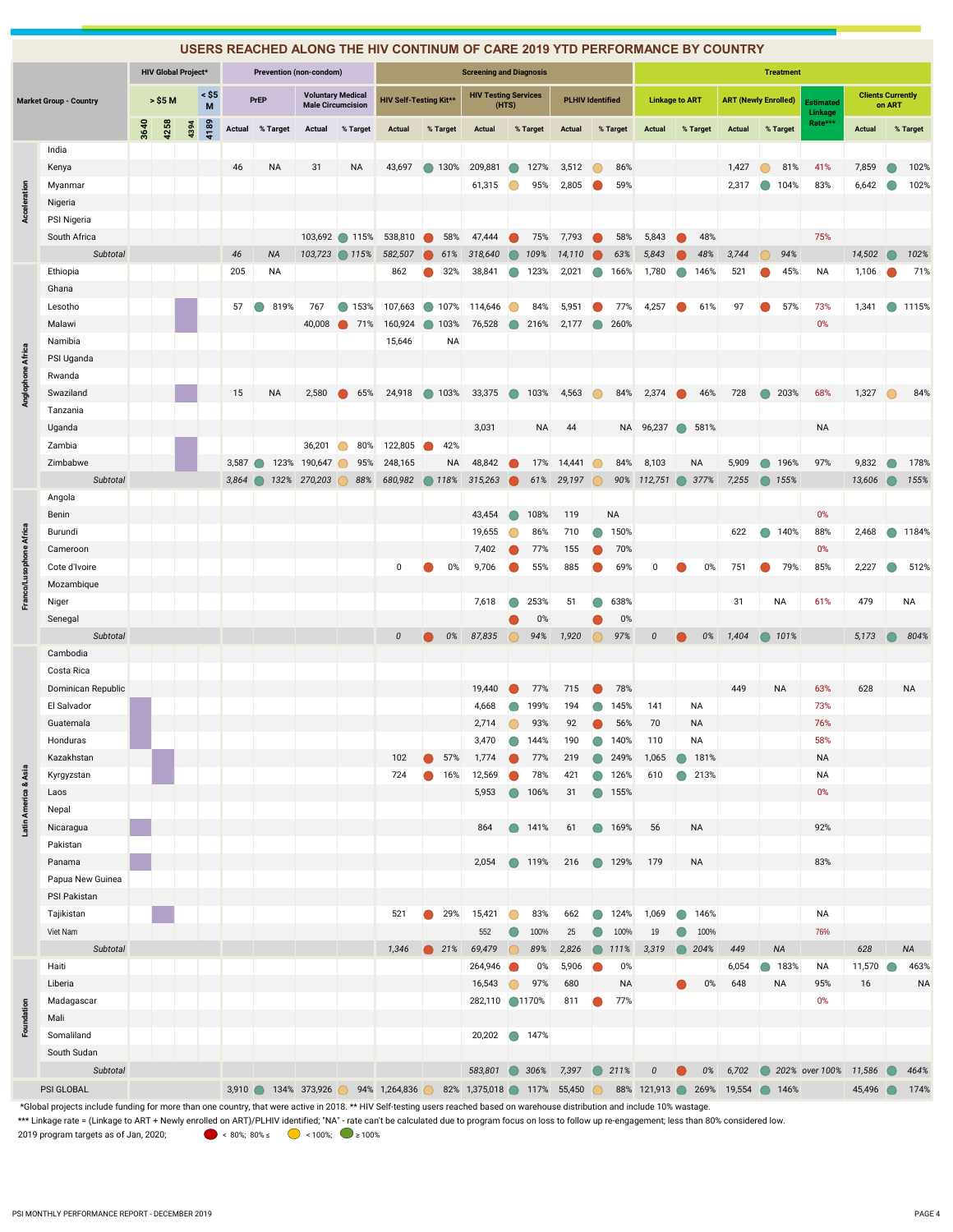# USERS REACHED ALONG THE HIV CONTINUM OF CARE 2019 YTD PERFORMANCE BY COUNTRY

| Market Group - Country | | HIV Global Project* > $5 M 3640 | 4258 | 4394 | < $5 M 4189 | PrEP Actual | PrEP % Target | Voluntary Medical Male Circumcision Actual | VMMC % Target | HIV Self-Testing Kit** Actual | HIV Self-Testing Kit** % Target | HIV Testing Services (HTS) Actual | HTS % Target | PLHIV Identified Actual | PLHIV Identified % Target | Linkage to ART Actual | Linkage to ART % Target | ART (Newly Enrolled) Actual | ART (Newly Enrolled) % Target | Estimated Linkage Rate*** | Clients Currently on ART Actual | Clients Currently on ART % Target |
|---|---|---|---|---|---|---|---|---|---|---|---|---|---|---|---|---|---|---|---|---|---|---|
| Acceleration | India | | | | | | | | | | | | | | | | | | | | | |
| | Kenya | | | | | 46 | NA | 31 | NA | 43,697 | 130% | 209,881 | 127% | 3,512 | 86% | | | 1,427 | 81% | 41% | 7,859 | 102% |
| | Myanmar | | | | | | | | | | | 61,315 | 95% | 2,805 | 59% | | | 2,317 | 104% | 83% | 6,642 | 102% |
| | Nigeria | | | | | | | | | | | | | | | | | | | | | |
| | PSI Nigeria | | | | | | | | | | | | | | | | | | | | | |
| | South Africa | | | | | | | 103,692 | 115% | 538,810 | 58% | 47,444 | 75% | 7,793 | 58% | 5,843 | 48% | | | 75% | | |
| | *Subtotal* | | | | | *46* | *NA* | *103,723* | *115%* | *582,507* | *61%* | *318,640* | *109%* | *14,110* | *63%* | *5,843* | *48%* | *3,744* | *94%* | | *14,502* | *102%* |
| Anglophone Africa | Ethiopia | | | | | 205 | NA | | | 862 | 32% | 38,841 | 123% | 2,021 | 166% | 1,780 | 146% | 521 | 45% | NA | 1,106 | 71% |
| | Ghana | | | | | | | | | | | | | | | | | | | | | |
| | Lesotho | | | | ■ | 57 | 819% | 767 | 153% | 107,663 | 107% | 114,646 | 84% | 5,951 | 77% | 4,257 | 61% | 97 | 57% | 73% | 1,341 | 1115% |
| | Malawi | | | | ■ | | | 40,008 | 71% | 160,924 | 103% | 76,528 | 216% | 2,177 | 260% | | | | | 0% | | |
| | Namibia | | | | | | | | | 15,646 | NA | | | | | | | | | | | |
| | PSI Uganda | | | | | | | | | | | | | | | | | | | | | |
| | Rwanda | | | | | | | | | | | | | | | | | | | | | |
| | Swaziland | | | | ■ | 15 | NA | 2,580 | 65% | 24,918 | 103% | 33,375 | 103% | 4,563 | 84% | 2,374 | 46% | 728 | 203% | 68% | 1,327 | 84% |
| | Tanzania | | | | | | | | | | | | | | | | | | | | | |
| | Uganda | | | | | | | | | | | 3,031 | NA | 44 | NA | 96,237 | 581% | | | NA | | |
| | Zambia | | | | ■ | | | 36,201 | 80% | 122,805 | 42% | | | | | | | | | | | |
| | Zimbabwe | | | | ■ | 3,587 | 123% | 190,647 | 95% | 248,165 | NA | 48,842 | 17% | 14,441 | 84% | 8,103 | NA | 5,909 | 196% | 97% | 9,832 | 178% |
| | *Subtotal* | | | | | *3,864* | *132%* | *270,203* | *88%* | *680,982* | *118%* | *315,263* | *61%* | *29,197* | *90%* | *112,751* | *377%* | *7,255* | *155%* | | *13,606* | *155%* |
| Franco/Lusophone Africa | Angola | | | | | | | | | | | | | | | | | | | | | |
| | Benin | | | | | | | | | | | 43,454 | 108% | 119 | NA | | | | | 0% | | |
| | Burundi | | | | | | | | | | | 19,655 | 86% | 710 | 150% | | | 622 | 140% | 88% | 2,468 | 1184% |
| | Cameroon | | | | | | | | | | | 7,402 | 77% | 155 | 70% | | | | | 0% | | |
| | Cote d'Ivoire | | | | | | | | | 0 | 0% | 9,706 | 55% | 885 | 69% | 0 | 0% | 751 | 79% | 85% | 2,227 | 512% |
| | Mozambique | | | | | | | | | | | | | | | | | | | | | |
| | Niger | | | | | | | | | | | 7,618 | 253% | 51 | 638% | | | 31 | NA | 61% | 479 | NA |
| | Senegal | | | | | | | | | | | | 0% | | 0% | | | | | | | |
| | *Subtotal* | | | | | | | | | *0* | *0%* | *87,835* | *94%* | *1,920* | *97%* | *0* | *0%* | *1,404* | *101%* | | *5,173* | *804%* |
| Latin America & Asia | Cambodia | | | | | | | | | | | | | | | | | | | | | |
| | Costa Rica | | | | | | | | | | | | | | | | | | | | | |
| | Dominican Republic | | | | | | | | | | | 19,440 | 77% | 715 | 78% | | | 449 | NA | 63% | 628 | NA |
| | El Salvador | ■ | | | | | | | | | | 4,668 | 199% | 194 | 145% | 141 | NA | | | 73% | | |
| | Guatemala | ■ | | | | | | | | | | 2,714 | 93% | 92 | 56% | 70 | NA | | | 76% | | |
| | Honduras | ■ | | | | | | | | | | 3,470 | 144% | 190 | 140% | 110 | NA | | | 58% | | |
| | Kazakhstan | | ■ | | | | | | | 102 | 57% | 1,774 | 77% | 219 | 249% | 1,065 | 181% | | | NA | | |
| | Kyrgyzstan | | ■ | | | | | | | 724 | 16% | 12,569 | 78% | 421 | 126% | 610 | 213% | | | NA | | |
| | Laos | | | | | | | | | | | 5,953 | 106% | 31 | 155% | | | | | 0% | | |
| | Nepal | | | | | | | | | | | | | | | | | | | | | |
| | Nicaragua | ■ | | | | | | | | | | 864 | 141% | 61 | 169% | 56 | NA | | | 92% | | |
| | Pakistan | | | | | | | | | | | | | | | | | | | | | |
| | Panama | ■ | | | | | | | | | | 2,054 | 119% | 216 | 129% | 179 | NA | | | 83% | | |
| | Papua New Guinea | | | | | | | | | | | | | | | | | | | | | |
| | PSI Pakistan | | | | | | | | | | | | | | | | | | | | | |
| | Tajikistan | | ■ | | | | | | | 521 | 29% | 15,421 | 83% | 662 | 124% | 1,069 | 146% | | | NA | | |
| | Viet Nam | | | | | | | | | | | 552 | 100% | 25 | 100% | 19 | 100% | | | 76% | | |
| | *Subtotal* | | | | | | | | | *1,346* | *21%* | *69,479* | *89%* | *2,826* | *111%* | *3,319* | *204%* | *449* | *NA* | | *628* | *NA* |
| Foundation | Haiti | | | | | | | | | | | 264,946 | 0% | 5,906 | 0% | | | 6,054 | 183% | NA | 11,570 | 463% |
| | Liberia | | | | | | | | | | | 16,543 | 97% | 680 | NA | | 0% | 648 | NA | 95% | 16 | NA |
| | Madagascar | | | | | | | | | | | 282,110 | 1170% | 811 | 77% | | | | | 0% | | |
| | Mali | | | | | | | | | | | | | | | | | | | | | |
| | Somaliland | | | | | | | | | | | 20,202 | 147% | | | | | | | | | |
| | South Sudan | | | | | | | | | | | | | | | | | | | | | |
| | *Subtotal* | | | | | | | | | | | *583,801* | *306%* | *7,397* | *211%* | *0* | *0%* | *6,702* | *202%* | *over 100%* | *11,586* | *464%* |
| PSI GLOBAL | | | | | | 3,910 | 134% | 373,926 | 94% | 1,264,836 | 82% | 1,375,018 | 117% | 55,450 | 88% | 121,913 | 269% | 19,554 | 146% | | 45,496 | 174% |

*Global projects include funding for more than one country, that were active in 2018. ** HIV Self-testing users reached based on warehouse distribution and include 10% wastage.

*** Linkage rate = (Linkage to ART + Newly enrolled on ART)/PLHIV identified; "NA" - rate can't be calculated due to program focus on loss to follow up re-engagement; less than 80% considered low.

2019 program targets as of Jan, 2020; ● < 80%; 80% ≤ ● < 100%; ● ≥ 100%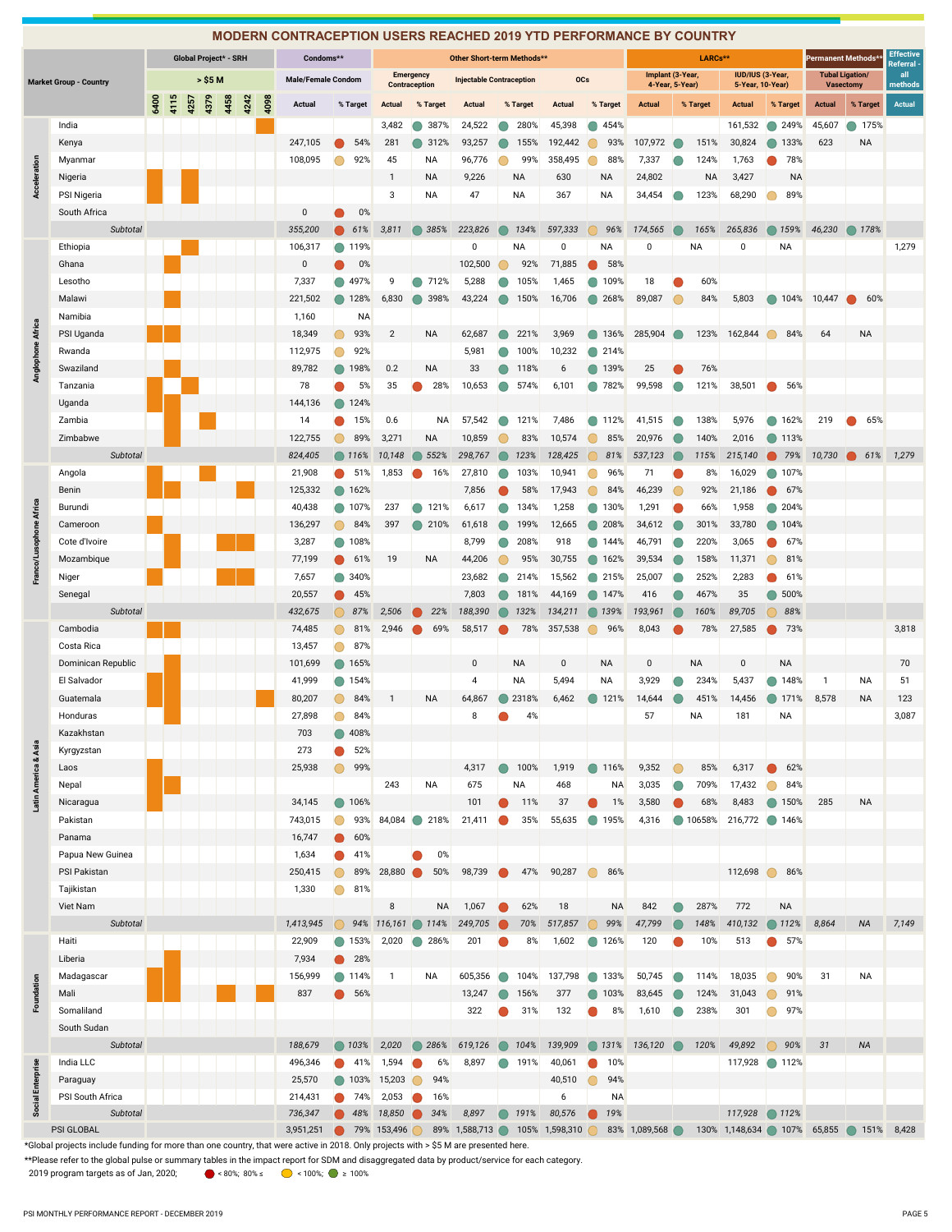# MODERN CONTRACEPTION USERS REACHED 2019 YTD PERFORMANCE BY COUNTRY

| Market Group | Country | 6400 | 4115 | 4257 | 4379 | 4458 | 4242 | 4098 | Condoms Actual | Condoms % Target | EC Actual | EC % Target | Injectable Actual | Injectable % Target | OCs Actual | OCs % Target | Implant Actual | Implant % Target | IUD/IUS Actual | IUD/IUS % Target | Tubal Ligation/Vasectomy Actual | Tubal Ligation/Vasectomy % Target | Effective Referral Actual |
|---|---|---|---|---|---|---|---|---|---|---|---|---|---|---|---|---|---|---|---|---|---|---|---|
| | | Global Project* - SRH | | | | | | | Condoms** | | Other Short-term Methods** | | | | | | LARCs** | | | | Permanent Methods** | | Effective Referral - all methods |
| | | > $5 M | | | | | | | Male/Female Condom | | Emergency Contraception | | Injectable Contraception | | OCs | | Implant (3-Year, 4-Year, 5-Year) | | IUD/IUS (3-Year, 5-Year, 10-Year) | | Tubal Ligation/ Vasectomy | | |
| Acceleration | India | | | | | | | ■ | | | 3,482 | 387% | 24,522 | 280% | 45,398 | 454% | | | 161,532 | 249% | 45,607 | 175% | |
| Acceleration | Kenya | | | | | | | | 247,105 | 54% | 281 | 312% | 93,257 | 155% | 192,442 | 93% | 107,972 | 151% | 30,824 | 133% | 623 | NA | |
| Acceleration | Myanmar | | | | | | | | 108,095 | 92% | 45 | NA | 96,776 | 99% | 358,495 | 88% | 7,337 | 124% | 1,763 | 78% | | | |
| Acceleration | Nigeria | ■ | | ■ | | | | | | | 1 | NA | 9,226 | NA | 630 | NA | 24,802 | NA | 3,427 | NA | | | |
| Acceleration | PSI Nigeria | ■ | | ■ | | | | | | | 3 | NA | 47 | NA | 367 | NA | 34,454 | 123% | 68,290 | 89% | | | |
| Acceleration | South Africa | | | | | | | | 0 | 0% | | | | | | | | | | | | | |
| Acceleration | *Subtotal* | | | | | | | | *355,200* | *61%* | *3,811* | *385%* | *223,826* | *134%* | *597,333* | *96%* | *174,565* | *165%* | *265,836* | *159%* | *46,230* | *178%* | |
| Anglophone Africa | Ethiopia | | | ■ | | | | | 106,317 | 119% | | | 0 | NA | 0 | NA | 0 | NA | 0 | NA | | | 1,279 |
| Anglophone Africa | Ghana | | ■ | | | | | | 0 | 0% | | | 102,500 | 92% | 71,885 | 58% | | | | | | | |
| Anglophone Africa | Lesotho | | | | | | | | 7,337 | 497% | 9 | 712% | 5,288 | 105% | 1,465 | 109% | 18 | 60% | | | | | |
| Anglophone Africa | Malawi | | ■ | | | | | | 221,502 | 128% | 6,830 | 398% | 43,224 | 150% | 16,706 | 268% | 89,087 | 84% | 5,803 | 104% | 10,447 | 60% | |
| Anglophone Africa | Namibia | | | | | | | | 1,160 | NA | | | | | | | | | | | | | |
| Anglophone Africa | PSI Uganda | ■ | ■ | | | | | | 18,349 | 93% | 2 | NA | 62,687 | 221% | 3,969 | 136% | 285,904 | 123% | 162,844 | 84% | 64 | NA | |
| Anglophone Africa | Rwanda | | | | | | | | 112,975 | 92% | | | 5,981 | 100% | 10,232 | 214% | | | | | | | |
| Anglophone Africa | Swaziland | | | | | | | | 89,782 | 198% | 0.2 | NA | 33 | 118% | 6 | 139% | 25 | 76% | | | | | |
| Anglophone Africa | Tanzania | ■ | | ■ | | | | | 78 | 5% | 35 | 28% | 10,653 | 574% | 6,101 | 782% | 99,598 | 121% | 38,501 | 56% | | | |
| Anglophone Africa | Uganda | ■ | ■ | | | | | | 144,136 | 124% | | | | | | | | | | | | | |
| Anglophone Africa | Zambia | | ■ | | ■ | | | | 14 | 15% | 0.6 | NA | 57,542 | 121% | 7,486 | 112% | 41,515 | 138% | 5,976 | 162% | 219 | 65% | |
| Anglophone Africa | Zimbabwe | | ■ | | | | | | 122,755 | 89% | 3,271 | NA | 10,859 | 83% | 10,574 | 85% | 20,976 | 140% | 2,016 | 113% | | | |
| Anglophone Africa | *Subtotal* | | | | | | | | *824,405* | *116%* | *10,148* | *552%* | *298,767* | *123%* | *128,425* | *81%* | *537,123* | *115%* | *215,140* | *79%* | *10,730* | *61%* | *1,279* |
| Franco/Lusophone Africa | Angola | ■ | | | ■ | | | | 21,908 | 51% | 1,853 | 16% | 27,810 | 103% | 10,941 | 96% | 71 | 8% | 16,029 | 107% | | | |
| Franco/Lusophone Africa | Benin | ■ | ■ | | | | ■ | | 125,332 | 162% | | | 7,856 | 58% | 17,943 | 84% | 46,239 | 92% | 21,186 | 67% | | | |
| Franco/Lusophone Africa | Burundi | | ■ | | | | | | 40,438 | 107% | 237 | 121% | 6,617 | 134% | 1,258 | 130% | 1,291 | 66% | 1,958 | 204% | | | |
| Franco/Lusophone Africa | Cameroon | ■ | | | | | | | 136,297 | 84% | 397 | 210% | 61,618 | 199% | 12,665 | 208% | 34,612 | 301% | 33,780 | 104% | | | |
| Franco/Lusophone Africa | Cote d'Ivoire | | ■ | | | ■ | ■ | | 3,287 | 108% | | | 8,799 | 208% | 918 | 144% | 46,791 | 220% | 3,065 | 67% | | | |
| Franco/Lusophone Africa | Mozambique | | ■ | | | | | | 77,199 | 61% | 19 | NA | 44,206 | 95% | 30,755 | 162% | 39,534 | 158% | 11,371 | 81% | | | |
| Franco/Lusophone Africa | Niger | ■ | | | | ■ | ■ | | 7,657 | 340% | | | 23,682 | 214% | 15,562 | 215% | 25,007 | 252% | 2,283 | 61% | | | |
| Franco/Lusophone Africa | Senegal | | ■ | | | | | | 20,557 | 45% | | | 7,803 | 181% | 44,169 | 147% | 416 | 467% | 35 | 500% | | | |
| Franco/Lusophone Africa | *Subtotal* | | | | | | | | *432,675* | *87%* | *2,506* | *22%* | *188,390* | *132%* | *134,211* | *139%* | *193,961* | *160%* | *89,705* | *88%* | | | |
| Latin America & Asia | Cambodia | ■ | ■ | | | | | | 74,485 | 81% | 2,946 | 69% | 58,517 | 78% | 357,538 | 96% | 8,043 | 78% | 27,585 | 73% | | | 3,818 |
| Latin America & Asia | Costa Rica | | ■ | | | | | | 13,457 | 87% | | | | | | | | | | | | | |
| Latin America & Asia | Dominican Republic | | ■ | | | | | | 101,699 | 165% | | | 0 | NA | 0 | NA | 0 | NA | 0 | NA | | | 70 |
| Latin America & Asia | El Salvador | ■ | ■ | | | | | | 41,999 | 154% | | | 4 | NA | 5,494 | NA | 3,929 | 234% | 5,437 | 148% | 1 | NA | 51 |
| Latin America & Asia | Guatemala | ■ | ■ | | | | | ■ | 80,207 | 84% | 1 | NA | 64,867 | 2318% | 6,462 | 121% | 14,644 | 451% | 14,456 | 171% | 8,578 | NA | 123 |
| Latin America & Asia | Honduras | | ■ | | | | | | 27,898 | 84% | | | 8 | 4% | | | 57 | NA | 181 | NA | | | 3,087 |
| Latin America & Asia | Kazakhstan | | | | | | | | 703 | 408% | | | | | | | | | | | | | |
| Latin America & Asia | Kyrgyzstan | | | | | | | | 273 | 52% | | | | | | | | | | | | | |
| Latin America & Asia | Laos | ■ | | | | | | | 25,938 | 99% | | | 4,317 | 100% | 1,919 | 116% | 9,352 | 85% | 6,317 | 62% | | | |
| Latin America & Asia | Nepal | ■ | ■ | | | | | | | | 243 | NA | 675 | NA | 468 | NA | 3,035 | 709% | 17,432 | 84% | | | |
| Latin America & Asia | Nicaragua | ■ | | | | | | | 34,145 | 106% | | | 101 | 11% | 37 | 1% | 3,580 | 68% | 8,483 | 150% | 285 | NA | |
| Latin America & Asia | Pakistan | | | | | | | | 743,015 | 93% | 84,084 | 218% | 21,411 | 35% | 55,635 | 195% | 4,316 | 10658% | 216,772 | 146% | | | |
| Latin America & Asia | Panama | | | | | | | | 16,747 | 60% | | | | | | | | | | | | | |
| Latin America & Asia | Papua New Guinea | | | | | | | | 1,634 | 41% | | 0% | | | | | | | | | | | |
| Latin America & Asia | PSI Pakistan | | | | | | | | 250,415 | 89% | 28,880 | 50% | 98,739 | 47% | 90,287 | 86% | | | 112,698 | 86% | | | |
| Latin America & Asia | Tajikistan | | | | | | | | 1,330 | 81% | | | | | | | | | | | | | |
| Latin America & Asia | Viet Nam | | | | | | | | | | 8 | NA | 1,067 | 62% | 18 | NA | 842 | 287% | 772 | NA | | | |
| Latin America & Asia | *Subtotal* | | | | | | | | *1,413,945* | *94%* | *116,161* | *114%* | *249,705* | *70%* | *517,857* | *99%* | *47,799* | *148%* | *410,132* | *112%* | *8,864* | *NA* | *7,149* |
| Foundation | Haiti | | | | | | | | 22,909 | 153% | 2,020 | 286% | 201 | 8% | 1,602 | 126% | 120 | 10% | 513 | 57% | | | |
| Foundation | Liberia | | ■ | | | | | | 7,934 | 28% | | | | | | | | | | | | | |
| Foundation | Madagascar | ■ | ■ | | | | | | 156,999 | 114% | 1 | NA | 605,356 | 104% | 137,798 | 133% | 50,745 | 114% | 18,035 | 90% | 31 | NA | |
| Foundation | Mali | | ■ | | | ■ | | ■ | 837 | 56% | | | 13,247 | 156% | 377 | 103% | 83,645 | 124% | 31,043 | 91% | | | |
| Foundation | Somaliland | | | | | | | | | | | | 322 | 31% | 132 | 8% | 1,610 | 238% | 301 | 97% | | | |
| Foundation | South Sudan | | | | | | | | | | | | | | | | | | | | | | |
| Foundation | *Subtotal* | | | | | | | | *188,679* | *103%* | *2,020* | *286%* | *619,126* | *104%* | *139,909* | *131%* | *136,120* | *120%* | *49,892* | *90%* | *31* | *NA* | |
| Social Enterprise | India LLC | | | | | | | | 496,346 | 41% | 1,594 | 6% | 8,897 | 191% | 40,061 | 10% | | | 117,928 | 112% | | | |
| Social Enterprise | Paraguay | | | | | | | | 25,570 | 103% | 15,203 | 94% | | | 40,510 | 94% | | | | | | | |
| Social Enterprise | PSI South Africa | | | | | | | | 214,431 | 74% | 2,053 | 16% | | | 6 | NA | | | | | | | |
| Social Enterprise | *Subtotal* | | | | | | | | *736,347* | *48%* | *18,850* | *34%* | *8,897* | *191%* | *80,576* | *19%* | | | *117,928* | *112%* | | | |
| | PSI GLOBAL | | | | | | | | 3,951,251 | 79% | 153,496 | 89% | 1,588,713 | 105% | 1,598,310 | 83% | 1,089,568 | 130% | 1,148,634 | 107% | 65,855 | 151% | 8,428 |

*Global projects include funding for more than one country, that were active in 2018. Only projects with > $5 M are presented here.

**Please refer to the global pulse or summary tables in the impact report for SDM and disaggregated data by product/service for each category.

2019 program targets as of Jan, 2020; ● < 80%; 80% ≤ ● < 100%; ● ≥ 100%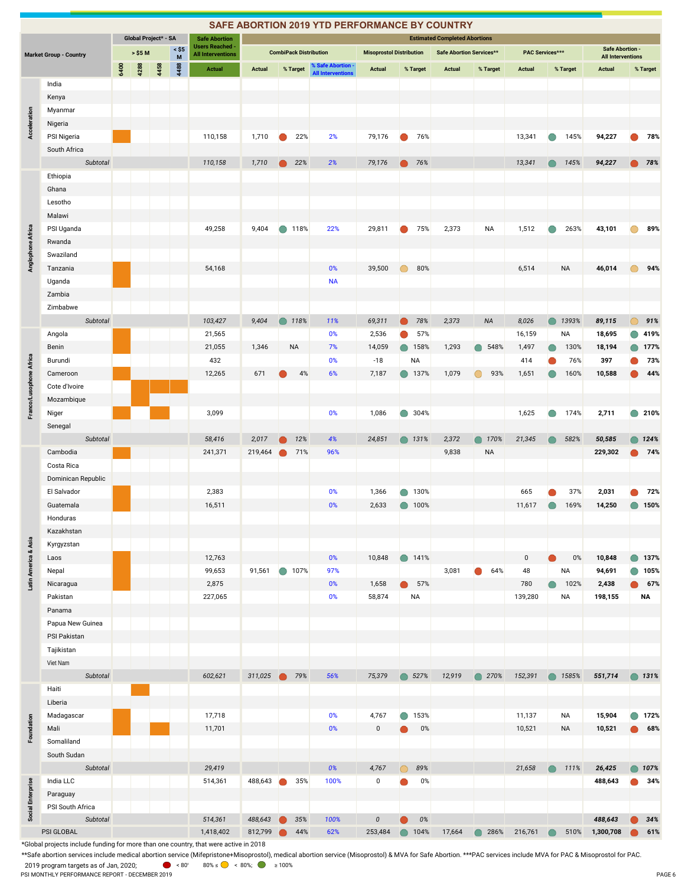# SAFE ABORTION 2019 YTD PERFORMANCE BY COUNTRY

| Market Group - Country | | Global Project* - SA > $5 M 6400 | 4288 | 4458 | < $5 M 4488 | Safe Abortion Users Reached - All Interventions Actual | CombiPack Distribution Actual | % Target | % Safe Abortion - All Interventions | Misoprostol Distribution Actual | % Target | Safe Abortion Services** Actual | % Target | PAC Services*** Actual | % Target | Safe Abortion - All Interventions Actual | % Target |
|---|---|---|---|---|---|---|---|---|---|---|---|---|---|---|---|---|---|
| Acceleration | India | | | | | | | | | | | | | | | | |
| | Kenya | | | | | | | | | | | | | | | | |
| | Myanmar | | | | | | | | | | | | | | | | |
| | Nigeria | | | | | | | | | | | | | | | | |
| | PSI Nigeria | ■ | | | | 110,158 | 1,710 | 22% | 2% | 79,176 | 76% | | | 13,341 | 145% | **94,227** | **78%** |
| | South Africa | | | | | | | | | | | | | | | | |
| | *Subtotal* | | | | | *110,158* | *1,710* | *22%* | *2%* | *79,176* | *76%* | | | *13,341* | *145%* | ***94,227*** | ***78%*** |
| Anglophone Africa | Ethiopia | | | | | | | | | | | | | | | | |
| | Ghana | | | | | | | | | | | | | | | | |
| | Lesotho | | | | | | | | | | | | | | | | |
| | Malawi | | | | | | | | | | | | | | | | |
| | PSI Uganda | | | | | 49,258 | 9,404 | 118% | 22% | 29,811 | 75% | 2,373 | NA | 1,512 | 263% | **43,101** | **89%** |
| | Rwanda | | | | | | | | | | | | | | | | |
| | Swaziland | | | | | | | | | | | | | | | | |
| | Tanzania | ■ | | | | 54,168 | | | 0% | 39,500 | 80% | | | 6,514 | NA | **46,014** | **94%** |
| | Uganda | ■ | | | | | | | NA | | | | | | | | |
| | Zambia | | | | | | | | | | | | | | | | |
| | Zimbabwe | | | | | | | | | | | | | | | | |
| | *Subtotal* | | | | | *103,427* | *9,404* | *118%* | *11%* | *69,311* | *78%* | *2,373* | *NA* | *8,026* | *1393%* | ***89,115*** | ***91%*** |
| Franco/Lusophone Africa | Angola | ■ | | | | 21,565 | | | 0% | 2,536 | 57% | | | 16,159 | NA | **18,695** | **419%** |
| | Benin | ■ | | | | 21,055 | 1,346 | NA | 7% | 14,059 | 158% | 1,293 | 548% | 1,497 | 130% | **18,194** | **177%** |
| | Burundi | | | | | 432 | | | 0% | -18 | NA | | | 414 | 76% | **397** | **73%** |
| | Cameroon | ■ | | | | 12,265 | 671 | 4% | 6% | 7,187 | 137% | 1,079 | 93% | 1,651 | 160% | **10,588** | **44%** |
| | Cote d'Ivoire | | ■ | ■ | ■ | | | | | | | | | | | | |
| | Mozambique | | ■ | | | | | | | | | | | | | | |
| | Niger | ■ | | ■ | | 3,099 | | | 0% | 1,086 | 304% | | | 1,625 | 174% | **2,711** | **210%** |
| | Senegal | | | | | | | | | | | | | | | | |
| | *Subtotal* | | | | | *58,416* | *2,017* | *12%* | *4%* | *24,851* | *131%* | *2,372* | *170%* | *21,345* | *582%* | ***50,585*** | ***124%*** |
| Latin America & Asia | Cambodia | ■ | | | | 241,371 | 219,464 | 71% | 96% | | | 9,838 | NA | | | **229,302** | **74%** |
| | Costa Rica | | | | | | | | | | | | | | | | |
| | Dominican Republic | | | | | | | | | | | | | | | | |
| | El Salvador | ■ | | | | 2,383 | | | 0% | 1,366 | 130% | | | 665 | 37% | **2,031** | **72%** |
| | Guatemala | ■ | | | | 16,511 | | | 0% | 2,633 | 100% | | | 11,617 | 169% | **14,250** | **150%** |
| | Honduras | | | | | | | | | | | | | | | | |
| | Kazakhstan | | | | | | | | | | | | | | | | |
| | Kyrgyzstan | | | | | | | | | | | | | | | | |
| | Laos | ■ | | | | 12,763 | | | 0% | 10,848 | 141% | | | 0 | 0% | **10,848** | **137%** |
| | Nepal | ■ | | | | 99,653 | 91,561 | 107% | 97% | | | 3,081 | 64% | 48 | NA | **94,691** | **105%** |
| | Nicaragua | ■ | | | | 2,875 | | | 0% | 1,658 | 57% | | | 780 | 102% | **2,438** | **67%** |
| | Pakistan | | | | | 227,065 | | | 0% | 58,874 | NA | | | 139,280 | NA | **198,155** | **NA** |
| | Panama | | | | | | | | | | | | | | | | |
| | Papua New Guinea | | | | | | | | | | | | | | | | |
| | PSI Pakistan | | | | | | | | | | | | | | | | |
| | Tajikistan | | | | | | | | | | | | | | | | |
| | Viet Nam | | | | | | | | | | | | | | | | |
| | *Subtotal* | | | | | *602,621* | *311,025* | *79%* | *56%* | *75,379* | *527%* | *12,919* | *270%* | *152,391* | *1585%* | ***551,714*** | ***131%*** |
| Foundation | Haiti | | ■ | | | | | | | | | | | | | | |
| | Liberia | | | | | | | | | | | | | | | | |
| | Madagascar | ■ | | | | 17,718 | | | 0% | 4,767 | 153% | | | 11,137 | NA | **15,904** | **172%** |
| | Mali | ■ | | ■ | | 11,701 | | | 0% | 0 | 0% | | | 10,521 | NA | **10,521** | **68%** |
| | Somaliland | | | | | | | | | | | | | | | | |
| | South Sudan | | | | | | | | | | | | | | | | |
| | *Subtotal* | | | | | *29,419* | | | *0%* | *4,767* | *89%* | | | *21,658* | *111%* | ***26,425*** | ***107%*** |
| Social Enterprise | India LLC | | | | | 514,361 | 488,643 | 35% | 100% | 0 | 0% | | | | | **488,643** | **34%** |
| | Paraguay | | | | | | | | | | | | | | | | |
| | PSI South Africa | | | | | | | | | | | | | | | | |
| | *Subtotal* | | | | | *514,361* | *488,643* | *35%* | *100%* | *0* | *0%* | | | | | ***488,643*** | ***34%*** |
| PSI GLOBAL | | | | | | 1,418,402 | 812,799 | 44% | 62% | 253,484 | 104% | 17,664 | 286% | 216,761 | 510% | **1,300,708** | **61%** |

*Global projects include funding for more than one country, that were active in 2018

**Safe abortion services include medical abortion service (Mifepristone+Misoprostol), medical abortion service (Misoprostol) & MVA for Safe Abortion. ***PAC services include MVA for PAC & Misoprostol for PAC.

2019 program targets as of Jan, 2020; < 80%; 80% ≤ < 80%; ≥ 100%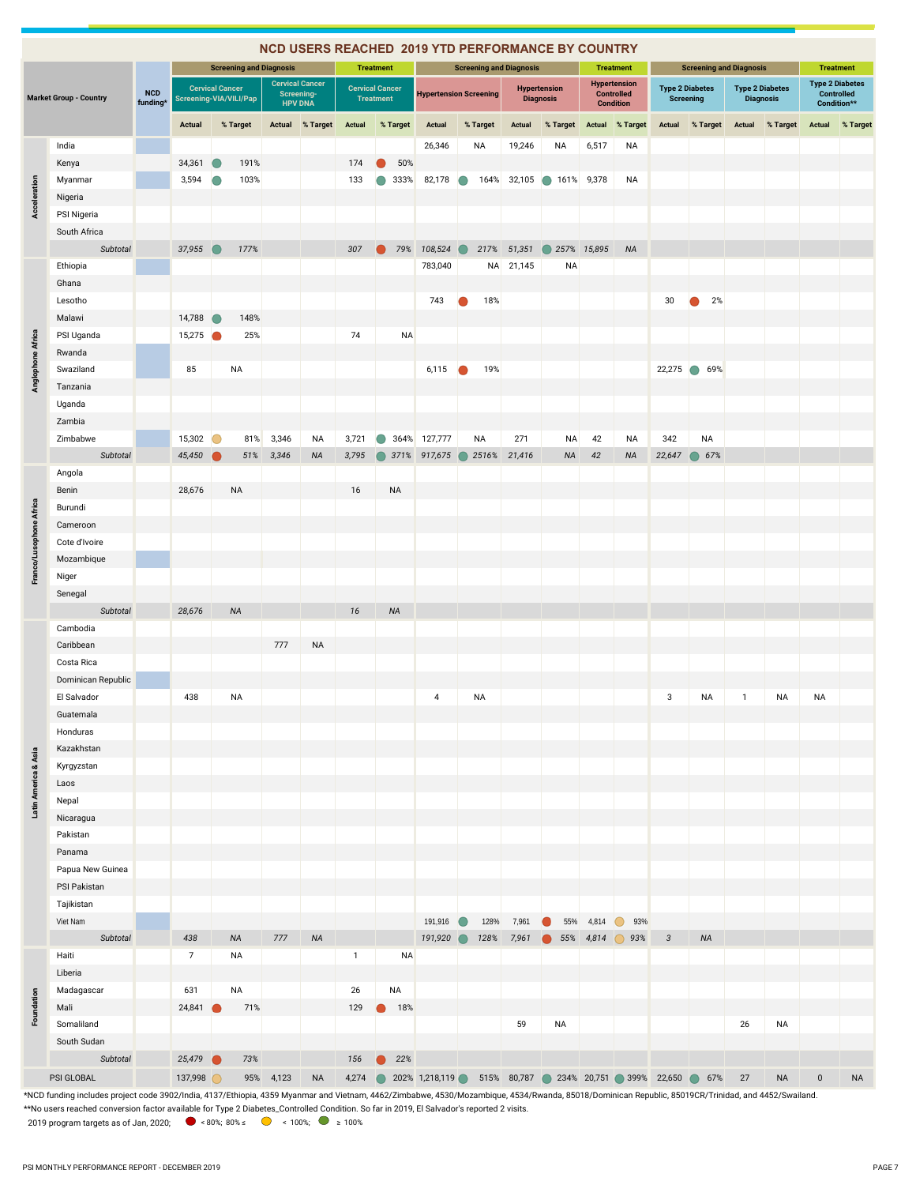# NCD USERS REACHED 2019 YTD PERFORMANCE BY COUNTRY

| Market Group | Country | NCD funding* | Cervical Cancer Screening-VIA/VILI/Pap Actual | % Target | Cervical Cancer Screening-HPV DNA Actual | % Target | Cervical Cancer Treatment Actual | % Target | Hypertension Screening Actual | % Target | Hypertension Diagnosis Actual | % Target | Hypertension Controlled Condition Actual | % Target | Type 2 Diabetes Screening Actual | % Target | Type 2 Diabetes Diagnosis Actual | % Target | Type 2 Diabetes Controlled Condition** Actual | % Target |
|---|---|---|---|---|---|---|---|---|---|---|---|---|---|---|---|---|---|---|---|---|
| | | | Screening and Diagnosis | | | | Treatment | | Screening and Diagnosis | | | | Treatment | | Screening and Diagnosis | | | | Treatment | |
| Acceleration | India | | | | | | | | 26,346 | NA | 19,246 | NA | 6,517 | NA | | | | | | |
| | Kenya | | 34,361 | 191% | | | 174 | 50% | | | | | | | | | | | | |
| | Myanmar | | 3,594 | 103% | | | 133 | 333% | 82,178 | 164% | 32,105 | 161% | 9,378 | NA | | | | | | |
| | Nigeria | | | | | | | | | | | | | | | | | | | |
| | PSI Nigeria | | | | | | | | | | | | | | | | | | | |
| | South Africa | | | | | | | | | | | | | | | | | | | |
| | *Subtotal* | | *37,955* | *177%* | | | *307* | *79%* | *108,524* | *217%* | *51,351* | *257%* | *15,895* | *NA* | | | | | | |
| Anglophone Africa | Ethiopia | | | | | | | | 783,040 | NA | 21,145 | NA | | | | | | | | |
| | Ghana | | | | | | | | | | | | | | | | | | | |
| | Lesotho | | | | | | | | 743 | 18% | | | | | 30 | 2% | | | | |
| | Malawi | | 14,788 | 148% | | | | | | | | | | | | | | | | |
| | PSI Uganda | | 15,275 | 25% | | | 74 | NA | | | | | | | | | | | | |
| | Rwanda | | | | | | | | | | | | | | | | | | | |
| | Swaziland | | 85 | NA | | | | | 6,115 | 19% | | | | | 22,275 | 69% | | | | |
| | Tanzania | | | | | | | | | | | | | | | | | | | |
| | Uganda | | | | | | | | | | | | | | | | | | | |
| | Zambia | | | | | | | | | | | | | | | | | | | |
| | Zimbabwe | | 15,302 | 81% | 3,346 | NA | 3,721 | 364% | 127,777 | NA | 271 | NA | 42 | NA | 342 | NA | | | | |
| | *Subtotal* | | *45,450* | *51%* | *3,346* | *NA* | *3,795* | *371%* | *917,675* | *2516%* | *21,416* | *NA* | *42* | *NA* | *22,647* | *67%* | | | | |
| Franco/Lusophone Africa | Angola | | | | | | | | | | | | | | | | | | | |
| | Benin | | 28,676 | NA | | | 16 | NA | | | | | | | | | | | | |
| | Burundi | | | | | | | | | | | | | | | | | | | |
| | Cameroon | | | | | | | | | | | | | | | | | | | |
| | Cote d'Ivoire | | | | | | | | | | | | | | | | | | | |
| | Mozambique | | | | | | | | | | | | | | | | | | | |
| | Niger | | | | | | | | | | | | | | | | | | | |
| | Senegal | | | | | | | | | | | | | | | | | | | |
| | *Subtotal* | | *28,676* | *NA* | | | *16* | *NA* | | | | | | | | | | | | |
| Latin America & Asia | Cambodia | | | | | | | | | | | | | | | | | | | |
| | Caribbean | | | | 777 | NA | | | | | | | | | | | | | | |
| | Costa Rica | | | | | | | | | | | | | | | | | | | |
| | Dominican Republic | | | | | | | | | | | | | | | | | | | |
| | El Salvador | | 438 | NA | | | | | 4 | NA | | | | | 3 | NA | 1 | NA | NA | |
| | Guatemala | | | | | | | | | | | | | | | | | | | |
| | Honduras | | | | | | | | | | | | | | | | | | | |
| | Kazakhstan | | | | | | | | | | | | | | | | | | | |
| | Kyrgyzstan | | | | | | | | | | | | | | | | | | | |
| | Laos | | | | | | | | | | | | | | | | | | | |
| | Nepal | | | | | | | | | | | | | | | | | | | |
| | Nicaragua | | | | | | | | | | | | | | | | | | | |
| | Pakistan | | | | | | | | | | | | | | | | | | | |
| | Panama | | | | | | | | | | | | | | | | | | | |
| | Papua New Guinea | | | | | | | | | | | | | | | | | | | |
| | PSI Pakistan | | | | | | | | | | | | | | | | | | | |
| | Tajikistan | | | | | | | | | | | | | | | | | | | |
| | Viet Nam | | | | | | | | 191,916 | 128% | 7,961 | 55% | 4,814 | 93% | | | | | | |
| | *Subtotal* | | *438* | *NA* | *777* | *NA* | | | *191,920* | *128%* | *7,961* | *55%* | *4,814* | *93%* | *3* | *NA* | | | | |
| Foundation | Haiti | | 7 | NA | | | 1 | NA | | | | | | | | | | | | |
| | Liberia | | | | | | | | | | | | | | | | | | | |
| | Madagascar | | 631 | NA | | | 26 | NA | | | | | | | | | | | | |
| | Mali | | 24,841 | 71% | | | 129 | 18% | | | | | | | | | | | | |
| | Somaliland | | | | | | | | | | 59 | NA | | | | | 26 | NA | | |
| | South Sudan | | | | | | | | | | | | | | | | | | | |
| | *Subtotal* | | *25,479* | *73%* | | | *156* | *22%* | | | | | | | | | | | | |
| PSI GLOBAL | | | 137,998 | 95% | 4,123 | NA | 4,274 | 202% | 1,218,119 | 515% | 80,787 | 234% | 20,751 | 399% | 22,650 | 67% | 27 | NA | 0 | NA |

*NCD funding includes project code 3902/India, 4137/Ethiopia, 4359 Myanmar and Vietnam, 4462/Zimbabwe, 4530/Mozambique, 4534/Rwanda, 85018/Dominican Republic, 85019CR/Trinidad, and 4452/Swailand.

**No users reached conversion factor available for Type 2 Diabetes_Controlled Condition. So far in 2019, El Salvador's reported 2 visits.

2019 program targets as of Jan, 2020; < 80%; 80% ≤ < 100%; ≥ 100%

PSI MONTHLY PERFORMANCE REPORT - DECEMBER 2019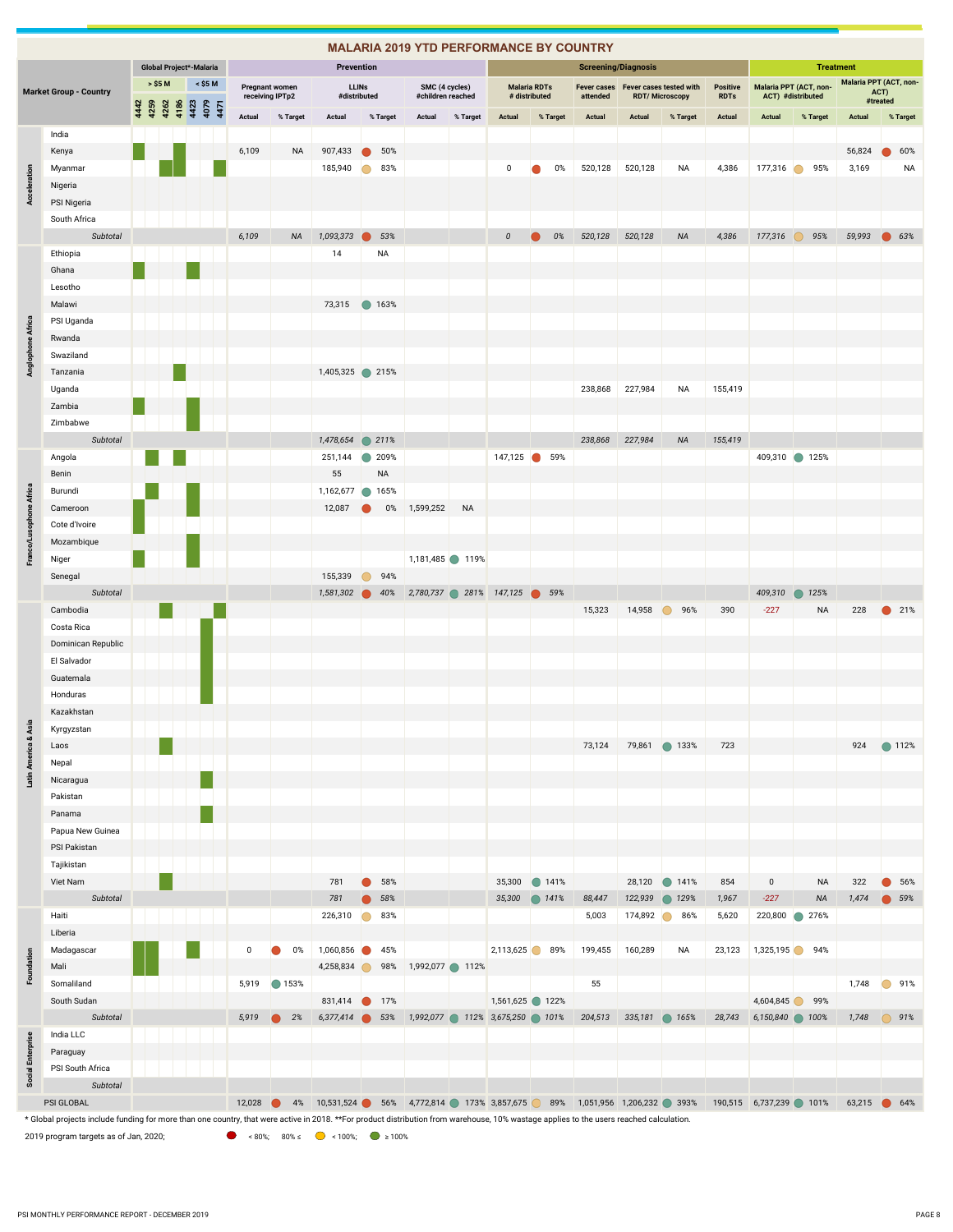# MALARIA 2019 YTD PERFORMANCE BY COUNTRY

| Market Group | Country | Global Project*-Malaria > $5 M: 4442 | 4259 | 4262 | 4186 | < $5 M: 4423 | 4079 | 4471 | Prevention: Pregnant women receiving IPTp2 Actual | % Target | LLINs #distributed Actual | % Target | SMC (4 cycles) #children reached Actual | % Target | Screening/Diagnosis: Malaria RDTs # distributed Actual | % Target | Fever cases attended Actual | Fever cases tested with RDT/ Microscopy Actual | % Target | Positive RDTs Actual | Treatment: Malaria PPT (ACT, non-ACT) #distributed Actual | % Target | Malaria PPT (ACT, non-ACT) #treated Actual | % Target |
|---|---|---|---|---|---|---|---|---|---|---|---|---|---|---|---|---|---|---|---|---|---|---|---|---|
| Acceleration | India | | | | | | | | | | | | | | | | | | | | | | | |
| | Kenya | ■ | | | ■ | | | | 6,109 | NA | 907,433 | 50% | | | | | | | | | | | 56,824 | 60% |
| | Myanmar | | | ■ | ■ | | | ■ | | | 185,940 | 83% | | | 0 | 0% | 520,128 | 520,128 | NA | 4,386 | 177,316 | 95% | 3,169 | NA |
| | Nigeria | | | | | | | | | | | | | | | | | | | | | | | |
| | PSI Nigeria | | | | | | | | | | | | | | | | | | | | | | | |
| | South Africa | | | | | | | | | | | | | | | | | | | | | | | |
| | *Subtotal* | | | | | | | | *6,109* | *NA* | *1,093,373* | *53%* | | | *0* | *0%* | *520,128* | *520,128* | *NA* | *4,386* | *177,316* | *95%* | *59,993* | *63%* |
| Anglophone Africa | Ethiopia | | | | | | | | | | 14 | NA | | | | | | | | | | | | |
| | Ghana | ■ | | | | ■ | | | | | | | | | | | | | | | | | | |
| | Lesotho | | | | | | | | | | | | | | | | | | | | | | | |
| | Malawi | | | | | | | | | | 73,315 | 163% | | | | | | | | | | | | |
| | PSI Uganda | | | | | | | | | | | | | | | | | | | | | | | |
| | Rwanda | | | | | | | | | | | | | | | | | | | | | | | |
| | Swaziland | | | | | | | | | | | | | | | | | | | | | | | |
| | Tanzania | | | | ■ | | | | | | 1,405,325 | 215% | | | | | | | | | | | | |
| | Uganda | | | | | | | | | | | | | | | | 238,868 | 227,984 | NA | 155,419 | | | | |
| | Zambia | ■ | | | | ■ | | | | | | | | | | | | | | | | | | |
| | Zimbabwe | | | | | ■ | | | | | | | | | | | | | | | | | | |
| | *Subtotal* | | | | | | | | | | *1,478,654* | *211%* | | | | | *238,868* | *227,984* | *NA* | *155,419* | | | | |
| Franco/Lusophone Africa | Angola | | ■ | | ■ | | | | | | 251,144 | 209% | | | 147,125 | 59% | | | | | 409,310 | 125% | | |
| | Benin | | | | | | | | | | 55 | NA | | | | | | | | | | | | |
| | Burundi | | ■ | | | ■ | | | | | 1,162,677 | 165% | | | | | | | | | | | | |
| | Cameroon | ■ | | | | ■ | | | | | 12,087 | 0% | 1,599,252 | NA | | | | | | | | | | |
| | Cote d'Ivoire | ■ | | | | | | | | | | | | | | | | | | | | | | |
| | Mozambique | | | | | ■ | | | | | | | | | | | | | | | | | | |
| | Niger | ■ | | | | ■ | | | | | | | 1,181,485 | 119% | | | | | | | | | | |
| | Senegal | | | | | | | | | | 155,339 | 94% | | | | | | | | | | | | |
| | *Subtotal* | | | | | | | | | | *1,581,302* | *40%* | *2,780,737* | *281%* | *147,125* | *59%* | | | | | *409,310* | *125%* | | |
| Latin America & Asia | Cambodia | | | ■ | | | | ■ | | | | | | | | | 15,323 | 14,958 | 96% | 390 | -227 | NA | 228 | 21% |
| | Costa Rica | | | | | | ■ | | | | | | | | | | | | | | | | | |
| | Dominican Republic | | | | | | ■ | | | | | | | | | | | | | | | | | |
| | El Salvador | | | | | | ■ | | | | | | | | | | | | | | | | | |
| | Guatemala | | | | | | ■ | | | | | | | | | | | | | | | | | |
| | Honduras | | | | | | ■ | | | | | | | | | | | | | | | | | |
| | Kazakhstan | | | | | | | | | | | | | | | | | | | | | | | |
| | Kyrgyzstan | | | | | | | | | | | | | | | | | | | | | | | |
| | Laos | | | ■ | | | | | | | | | | | | | 73,124 | 79,861 | 133% | 723 | | | 924 | 112% |
| | Nepal | | | | | | | | | | | | | | | | | | | | | | | |
| | Nicaragua | | | | | | ■ | | | | | | | | | | | | | | | | | |
| | Pakistan | | | | | | | | | | | | | | | | | | | | | | | |
| | Panama | | | | | | ■ | | | | | | | | | | | | | | | | | |
| | Papua New Guinea | | | | | | | | | | | | | | | | | | | | | | | |
| | PSI Pakistan | | | | | | | | | | | | | | | | | | | | | | | |
| | Tajikistan | | | | | | | | | | | | | | | | | | | | | | | |
| | Viet Nam | | | ■ | | | | | | | 781 | 58% | | | 35,300 | 141% | | 28,120 | 141% | 854 | 0 | NA | 322 | 56% |
| | *Subtotal* | | | | | | | | | | *781* | *58%* | | | *35,300* | *141%* | *88,447* | *122,939* | *129%* | *1,967* | *-227* | *NA* | *1,474* | *59%* |
| Foundation | Haiti | | | | | | | | | | 226,310 | 83% | | | | | 5,003 | 174,892 | 86% | 5,620 | 220,800 | 276% | | |
| | Liberia | | | | | | | | | | | | | | | | | | | | | | | |
| | Madagascar | ■ | ■ | | | ■ | | | 0 | 0% | 1,060,856 | 45% | | | 2,113,625 | 89% | 199,455 | 160,289 | NA | 23,123 | 1,325,195 | 94% | | |
| | Mali | ■ | ■ | | | | | | | | 4,258,834 | 98% | 1,992,077 | 112% | | | | | | | | | | |
| | Somaliland | | | | | | | | 5,919 | 153% | | | | | | | 55 | | | | | | 1,748 | 91% |
| | South Sudan | | | | | | | | | | 831,414 | 17% | | | 1,561,625 | 122% | | | | | 4,604,845 | 99% | | |
| | *Subtotal* | | | | | | | | *5,919* | *2%* | *6,377,414* | *53%* | *1,992,077* | *112%* | *3,675,250* | *101%* | *204,513* | *335,181* | *165%* | *28,743* | *6,150,840* | *100%* | *1,748* | *91%* |
| Social Enterprise | India LLC | | | | | | | | | | | | | | | | | | | | | | | |
| | Paraguay | | | | | | | | | | | | | | | | | | | | | | | |
| | PSI South Africa | | | | | | | | | | | | | | | | | | | | | | | |
| | *Subtotal* | | | | | | | | | | | | | | | | | | | | | | | |
| PSI GLOBAL | | | | | | | | | 12,028 | 4% | 10,531,524 | 56% | 4,772,814 | 173% | 3,857,675 | 89% | 1,051,956 | 1,206,232 | 393% | 190,515 | 6,737,239 | 101% | 63,215 | 64% |

* Global projects include funding for more than one country, that were active in 2018. **For product distribution from warehouse, 10% wastage applies to the users reached calculation.

2019 program targets as of Jan, 2020; < 80%; 80% ≤ < 100%; ≥ 100%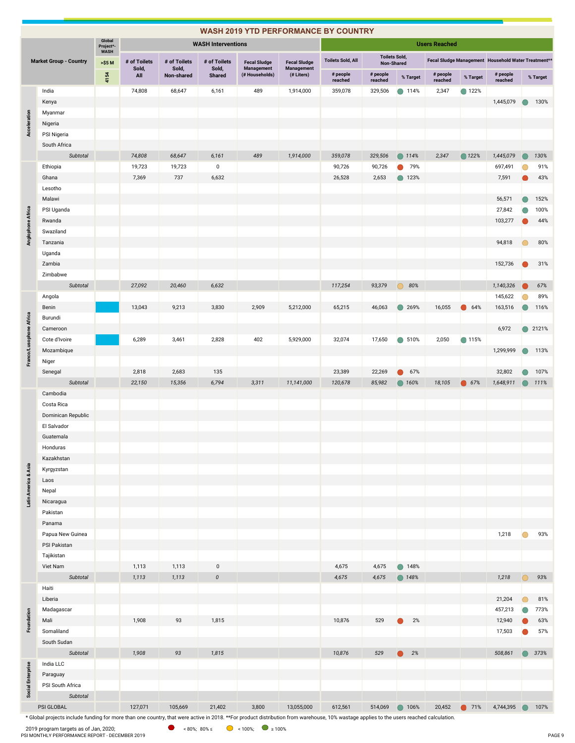## WASH 2019 YTD PERFORMANCE BY COUNTRY

| Market Group | Country | Global Project*- WASH >$5 M 4154 | # of Toilets Sold, All | # of Toilets Sold, Non-shared | # of Toilets Sold, Shared | Fecal Sludge Management (# Households) | Fecal Sludge Management (# Liters) | Toilets Sold, All: # people reached | Toilets Sold, Non-Shared: # people reached | Toilets Sold, Non-Shared: % Target | Fecal Sludge Management: # people reached | Fecal Sludge Management: % Target | Household Water Treatment**: # people reached | Household Water Treatment**: % Target |
|---|---|---|---|---|---|---|---|---|---|---|---|---|---|---|
| Acceleration | India | | 74,808 | 68,647 | 6,161 | 489 | 1,914,000 | 359,078 | 329,506 | 114% | 2,347 | 122% | | |
| | Kenya | | | | | | | | | | | | 1,445,079 | 130% |
| | Myanmar | | | | | | | | | | | | | |
| | Nigeria | | | | | | | | | | | | | |
| | PSI Nigeria | | | | | | | | | | | | | |
| | South Africa | | | | | | | | | | | | | |
| | *Subtotal* | | *74,808* | *68,647* | *6,161* | *489* | *1,914,000* | *359,078* | *329,506* | *114%* | *2,347* | *122%* | *1,445,079* | *130%* |
| Anglophone Africa | Ethiopia | | 19,723 | 19,723 | 0 | | | 90,726 | 90,726 | 79% | | | 697,491 | 91% |
| | Ghana | | 7,369 | 737 | 6,632 | | | 26,528 | 2,653 | 123% | | | 7,591 | 43% |
| | Lesotho | | | | | | | | | | | | | |
| | Malawi | | | | | | | | | | | | 56,571 | 152% |
| | PSI Uganda | | | | | | | | | | | | 27,842 | 100% |
| | Rwanda | | | | | | | | | | | | 103,277 | 44% |
| | Swaziland | | | | | | | | | | | | | |
| | Tanzania | | | | | | | | | | | | 94,818 | 80% |
| | Uganda | | | | | | | | | | | | | |
| | Zambia | | | | | | | | | | | | 152,736 | 31% |
| | Zimbabwe | | | | | | | | | | | | | |
| | *Subtotal* | | *27,092* | *20,460* | *6,632* | | | *117,254* | *93,379* | *80%* | | | *1,140,326* | *67%* |
| Franco/Lusophone Africa | Angola | | | | | | | | | | | | 145,622 | 89% |
| | Benin | ■ | 13,043 | 9,213 | 3,830 | 2,909 | 5,212,000 | 65,215 | 46,063 | 269% | 16,055 | 64% | 163,516 | 116% |
| | Burundi | | | | | | | | | | | | | |
| | Cameroon | | | | | | | | | | | | 6,972 | 2121% |
| | Cote d'Ivoire | ■ | 6,289 | 3,461 | 2,828 | 402 | 5,929,000 | 32,074 | 17,650 | 510% | 2,050 | 115% | | |
| | Mozambique | | | | | | | | | | | | 1,299,999 | 113% |
| | Niger | | | | | | | | | | | | | |
| | Senegal | | 2,818 | 2,683 | 135 | | | 23,389 | 22,269 | 67% | | | 32,802 | 107% |
| | *Subtotal* | | *22,150* | *15,356* | *6,794* | *3,311* | *11,141,000* | *120,678* | *85,982* | *160%* | *18,105* | *67%* | *1,648,911* | *111%* |
| Latin America & Asia | Cambodia | | | | | | | | | | | | | |
| | Costa Rica | | | | | | | | | | | | | |
| | Dominican Republic | | | | | | | | | | | | | |
| | El Salvador | | | | | | | | | | | | | |
| | Guatemala | | | | | | | | | | | | | |
| | Honduras | | | | | | | | | | | | | |
| | Kazakhstan | | | | | | | | | | | | | |
| | Kyrgyzstan | | | | | | | | | | | | | |
| | Laos | | | | | | | | | | | | | |
| | Nepal | | | | | | | | | | | | | |
| | Nicaragua | | | | | | | | | | | | | |
| | Pakistan | | | | | | | | | | | | | |
| | Panama | | | | | | | | | | | | | |
| | Papua New Guinea | | | | | | | | | | | | 1,218 | 93% |
| | PSI Pakistan | | | | | | | | | | | | | |
| | Tajikistan | | | | | | | | | | | | | |
| | Viet Nam | | 1,113 | 1,113 | 0 | | | 4,675 | 4,675 | 148% | | | | |
| | *Subtotal* | | *1,113* | *1,113* | *0* | | | *4,675* | *4,675* | *148%* | | | *1,218* | *93%* |
| Foundation | Haiti | | | | | | | | | | | | | |
| | Liberia | | | | | | | | | | | | 21,204 | 81% |
| | Madagascar | | | | | | | | | | | | 457,213 | 773% |
| | Mali | | 1,908 | 93 | 1,815 | | | 10,876 | 529 | 2% | | | 12,940 | 63% |
| | Somaliland | | | | | | | | | | | | 17,503 | 57% |
| | South Sudan | | | | | | | | | | | | | |
| | *Subtotal* | | *1,908* | *93* | *1,815* | | | *10,876* | *529* | *2%* | | | *508,861* | *373%* |
| Social Enterprise | India LLC | | | | | | | | | | | | | |
| | Paraguay | | | | | | | | | | | | | |
| | PSI South Africa | | | | | | | | | | | | | |
| | *Subtotal* | | | | | | | | | | | | | |
| PSI GLOBAL | | | 127,071 | 105,669 | 21,402 | 3,800 | 13,055,000 | 612,561 | 514,069 | 106% | 20,452 | 71% | 4,744,395 | 107% |

\* Global projects include funding for more than one country, that were active in 2018. **For product distribution from warehouse, 10% wastage applies to the users reached calculation.

2019 program targets as of Jan, 2020; ● < 80%; 80% ≤ ● < 100%; ● ≥ 100%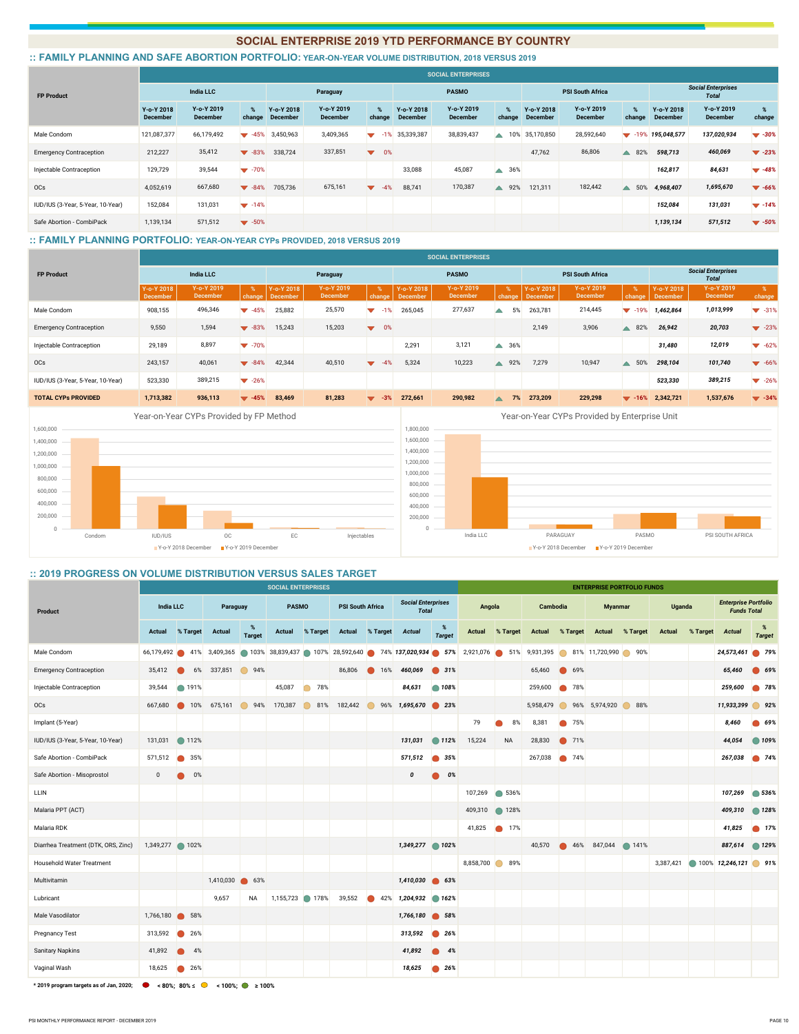# SOCIAL ENTERPRISE 2019 YTD PERFORMANCE BY COUNTRY

## :: FAMILY PLANNING AND SAFE ABORTION PORTFOLIO: YEAR-ON-YEAR VOLUME DISTRIBUTION, 2018 VERSUS 2019

| FP Product | SOCIAL ENTERPRISES | | | | | | | | | | | | | | |
|---|---|---|---|---|---|---|---|---|---|---|---|---|---|---|---|
| | India LLC | | | Paraguay | | | PASMO | | | PSI South Africa | | | Social Enterprises Total | | |
| | Y-o-Y 2018 December | Y-o-Y 2019 December | % change | Y-o-Y 2018 December | Y-o-Y 2019 December | % change | Y-o-Y 2018 December | Y-o-Y 2019 December | % change | Y-o-Y 2018 December | Y-o-Y 2019 December | % change | Y-o-Y 2018 December | Y-o-Y 2019 December | % change |
| Male Condom | 121,087,377 | 66,179,492 | -45% | 3,450,963 | 3,409,365 | -1% | 35,339,387 | 38,839,437 | 10% | 35,170,850 | 28,592,640 | -19% | *195,048,577* | *137,020,934* | *-30%* |
| Emergency Contraception | 212,227 | 35,412 | -83% | 338,724 | 337,851 | 0% | | | | 47,762 | 86,806 | 82% | *598,713* | *460,069* | *-23%* |
| Injectable Contraception | 129,729 | 39,544 | -70% | | | | 33,088 | 45,087 | 36% | | | | *162,817* | *84,631* | *-48%* |
| OCs | 4,052,619 | 667,680 | -84% | 705,736 | 675,161 | -4% | 88,741 | 170,387 | 92% | 121,311 | 182,442 | 50% | *4,968,407* | *1,695,670* | *-66%* |
| IUD/IUS (3-Year, 5-Year, 10-Year) | 152,084 | 131,031 | -14% | | | | | | | | | | *152,084* | *131,031* | *-14%* |
| Safe Abortion - CombiPack | 1,139,134 | 571,512 | -50% | | | | | | | | | | *1,139,134* | *571,512* | *-50%* |

## :: FAMILY PLANNING PORTFOLIO: YEAR-ON-YEAR CYPs PROVIDED, 2018 VERSUS 2019

| FP Product | SOCIAL ENTERPRISES | | | | | | | | | | | | | | |
|---|---|---|---|---|---|---|---|---|---|---|---|---|---|---|---|
| | India LLC | | | Paraguay | | | PASMO | | | PSI South Africa | | | Social Enterprises Total | | |
| | Y-o-Y 2018 December | Y-o-Y 2019 December | % change | Y-o-Y 2018 December | Y-o-Y 2019 December | % change | Y-o-Y 2018 December | Y-o-Y 2019 December | % change | Y-o-Y 2018 December | Y-o-Y 2019 December | % change | Y-o-Y 2018 December | Y-o-Y 2019 December | % change |
| Male Condom | 908,155 | 496,346 | -45% | 25,882 | 25,570 | -1% | 265,045 | 277,637 | 5% | 263,781 | 214,445 | -19% | *1,462,864* | *1,013,999* | *-31%* |
| Emergency Contraception | 9,550 | 1,594 | -83% | 15,243 | 15,203 | 0% | | | | 2,149 | 3,906 | 82% | *26,942* | *20,703* | *-23%* |
| Injectable Contraception | 29,189 | 8,897 | -70% | | | | 2,291 | 3,121 | 36% | | | | *31,480* | *12,019* | *-62%* |
| OCs | 243,157 | 40,061 | -84% | 42,344 | 40,510 | -4% | 5,324 | 10,223 | 92% | 7,279 | 10,947 | 50% | *298,104* | *101,740* | *-66%* |
| IUD/IUS (3-Year, 5-Year, 10-Year) | 523,330 | 389,215 | -26% | | | | | | | | | | *523,330* | *389,215* | *-26%* |
| **TOTAL CYPs PROVIDED** | **1,713,382** | **936,113** | **-45%** | **83,469** | **81,283** | **-3%** | **272,661** | **290,982** | **7%** | **273,209** | **229,298** | **-16%** | **2,342,721** | **1,537,676** | **-34%** |

Year-on-Year CYPs Provided by FP Method

1,600,000
1,400,000
1,200,000
1,000,000
800,000
600,000
400,000
200,000
0

Condom, IUD/IUS, OC, EC, Injectables

Y-o-Y 2018 December, Y-o-Y 2019 December

Year-on-Year CYPs Provided by Enterprise Unit

1,800,000
1,600,000
1,400,000
1,200,000
1,000,000
800,000
600,000
400,000
200,000
0

India LLC, PARAGUAY, PASMO, PSI SOUTH AFRICA

Y-o-Y 2018 December, Y-o-Y 2019 December

## :: 2019 PROGRESS ON VOLUME DISTRIBUTION VERSUS SALES TARGET

| Product | SOCIAL ENTERPRISES | | | | | | | | | | ENTERPRISE PORTFOLIO FUNDS | | | | | | | | | |
|---|---|---|---|---|---|---|---|---|---|---|---|---|---|---|---|---|---|---|---|---|
| | India LLC | | Paraguay | | PASMO | | PSI South Africa | | Social Enterprises Total | | Angola | | Cambodia | | Myanmar | | Uganda | | Enterprise Portfolio Funds Total | |
| | Actual | % Target | Actual | % Target | Actual | % Target | Actual | % Target | Actual | % Target | Actual | % Target | Actual | % Target | Actual | % Target | Actual | % Target | Actual | % Target |
| Male Condom | 66,179,492 | 41% | 3,409,365 | 103% | 38,839,437 | 107% | 28,592,640 | 74% | *137,020,934* | *57%* | 2,921,076 | 51% | 9,931,395 | 81% | 11,720,990 | 90% | | | *24,573,461* | *79%* |
| Emergency Contraception | 35,412 | 6% | 337,851 | 94% | | | 86,806 | 16% | *460,069* | *31%* | | | 65,460 | 69% | | | | | *65,460* | *69%* |
| Injectable Contraception | 39,544 | 191% | | | 45,087 | 78% | | | *84,631* | *108%* | | | 259,600 | 78% | | | | | *259,600* | *78%* |
| OCs | 667,680 | 10% | 675,161 | 94% | 170,387 | 81% | 182,442 | 96% | *1,695,670* | *23%* | | | 5,958,479 | 96% | 5,974,920 | 88% | | | *11,933,399* | *92%* |
| Implant (5-Year) | | | | | | | | | | | 79 | 8% | 8,381 | 75% | | | | | *8,460* | *69%* |
| IUD/IUS (3-Year, 5-Year, 10-Year) | 131,031 | 112% | | | | | | | *131,031* | *112%* | 15,224 | NA | 28,830 | 71% | | | | | *44,054* | *109%* |
| Safe Abortion - CombiPack | 571,512 | 35% | | | | | | | *571,512* | *35%* | | | 267,038 | 74% | | | | | *267,038* | *74%* |
| Safe Abortion - Misoprostol | 0 | 0% | | | | | | | *0* | *0%* | | | | | | | | | | |
| LLIN | | | | | | | | | | | 107,269 | 536% | | | | | | | *107,269* | *536%* |
| Malaria PPT (ACT) | | | | | | | | | | | 409,310 | 128% | | | | | | | *409,310* | *128%* |
| Malaria RDK | | | | | | | | | | | 41,825 | 17% | | | | | | | *41,825* | *17%* |
| Diarrhea Treatment (DTK, ORS, Zinc) | 1,349,277 | 102% | | | | | | | *1,349,277* | *102%* | | | 40,570 | 46% | 847,044 | 141% | | | *887,614* | *129%* |
| Household Water Treatment | | | | | | | | | | | 8,858,700 | 89% | | | | | 3,387,421 | 100% | *12,246,121* | *91%* |
| Multivitamin | | | 1,410,030 | 63% | | | | | *1,410,030* | *63%* | | | | | | | | | | |
| Lubricant | | | 9,657 | NA | 1,155,723 | 178% | 39,552 | 42% | *1,204,932* | *162%* | | | | | | | | | | |
| Male Vasodilator | 1,766,180 | 58% | | | | | | | *1,766,180* | *58%* | | | | | | | | | | |
| Pregnancy Test | 313,592 | 26% | | | | | | | *313,592* | *26%* | | | | | | | | | | |
| Sanitary Napkins | 41,892 | 4% | | | | | | | *41,892* | *4%* | | | | | | | | | | |
| Vaginal Wash | 18,625 | 26% | | | | | | | *18,625* | *26%* | | | | | | | | | | |

**\* 2019 program targets as of Jan, 2020; < 80%; 80% ≤ < 100%; ≥ 100%**